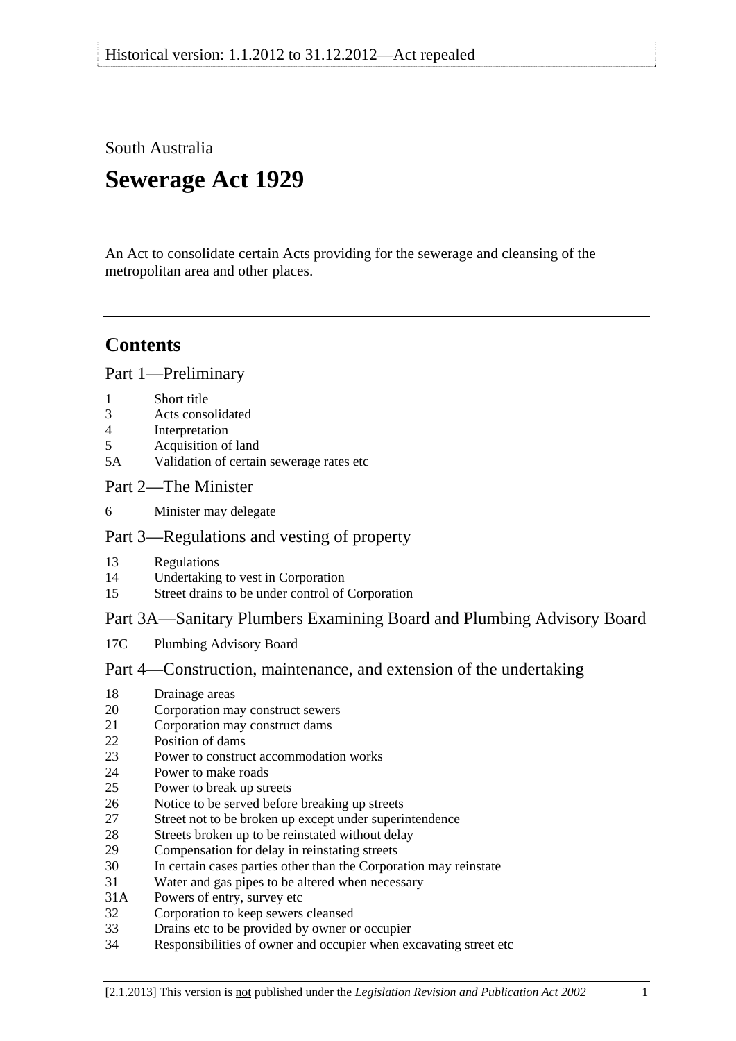South Australia

# Sewerage Act 1929

An Act to consolidate certain Acts providing for the sewerage and cleansing of the metropolitan area and other places.

---

## Contents

### Part 1—Preliminary

1 Short title
3 Acts consolidated
4 Interpretation
5 Acquisition of land
5A Validation of certain sewerage rates etc

### Part 2—The Minister

6 Minister may delegate

### Part 3—Regulations and vesting of property

13 Regulations
14 Undertaking to vest in Corporation
15 Street drains to be under control of Corporation

### Part 3A—Sanitary Plumbers Examining Board and Plumbing Advisory Board

17C Plumbing Advisory Board

### Part 4—Construction, maintenance, and extension of the undertaking

18 Drainage areas
20 Corporation may construct sewers
21 Corporation may construct dams
22 Position of dams
23 Power to construct accommodation works
24 Power to make roads
25 Power to break up streets
26 Notice to be served before breaking up streets
27 Street not to be broken up except under superintendence
28 Streets broken up to be reinstated without delay
29 Compensation for delay in reinstating streets
30 In certain cases parties other than the Corporation may reinstate
31 Water and gas pipes to be altered when necessary
31A Powers of entry, survey etc
32 Corporation to keep sewers cleansed
33 Drains etc to be provided by owner or occupier
34 Responsibilities of owner and occupier when excavating street etc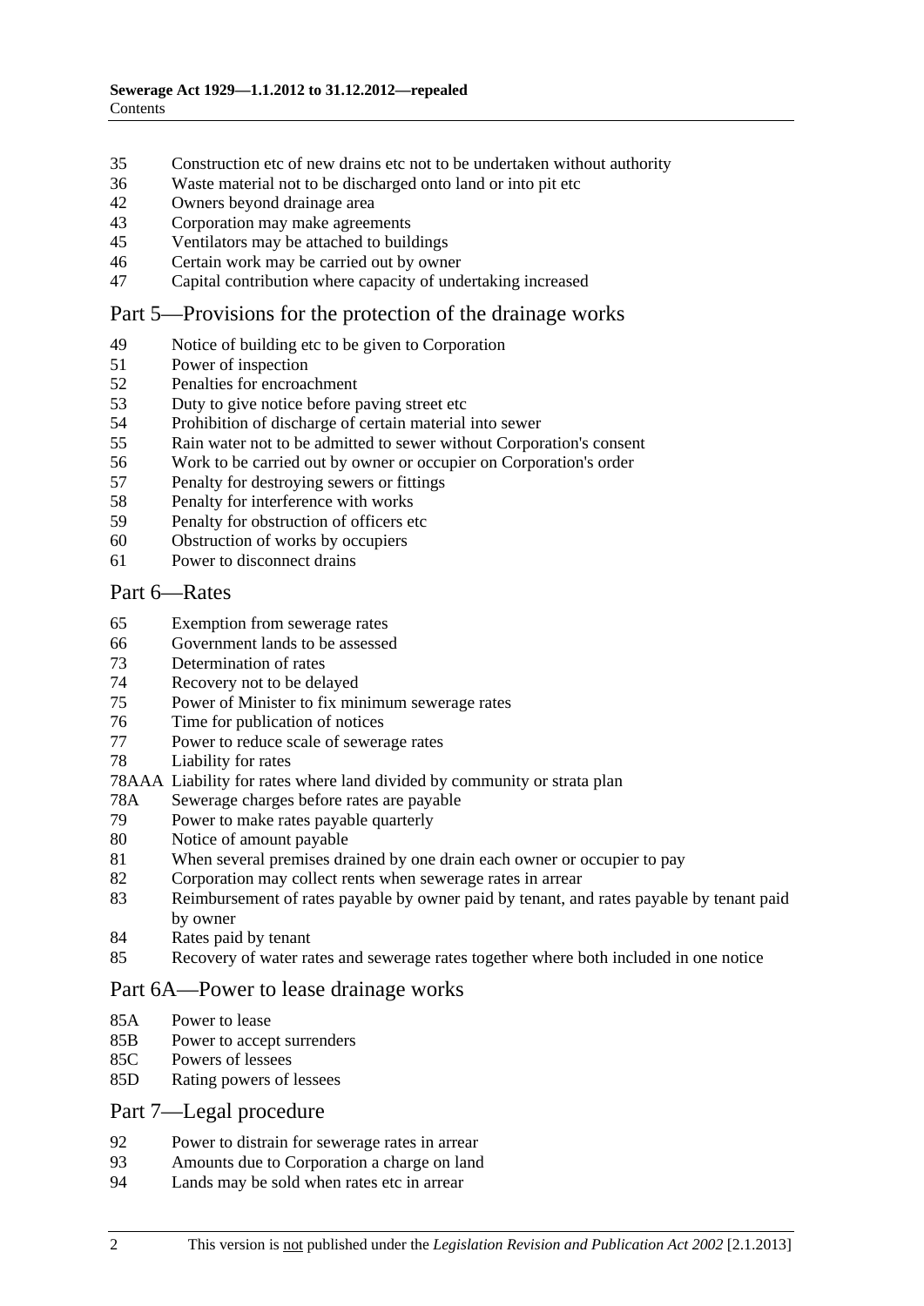35 Construction etc of new drains etc not to be undertaken without authority
36 Waste material not to be discharged onto land or into pit etc
42 Owners beyond drainage area
43 Corporation may make agreements
45 Ventilators may be attached to buildings
46 Certain work may be carried out by owner
47 Capital contribution where capacity of undertaking increased

## Part 5—Provisions for the protection of the drainage works

49 Notice of building etc to be given to Corporation
51 Power of inspection
52 Penalties for encroachment
53 Duty to give notice before paving street etc
54 Prohibition of discharge of certain material into sewer
55 Rain water not to be admitted to sewer without Corporation's consent
56 Work to be carried out by owner or occupier on Corporation's order
57 Penalty for destroying sewers or fittings
58 Penalty for interference with works
59 Penalty for obstruction of officers etc
60 Obstruction of works by occupiers
61 Power to disconnect drains

## Part 6—Rates

65 Exemption from sewerage rates
66 Government lands to be assessed
73 Determination of rates
74 Recovery not to be delayed
75 Power of Minister to fix minimum sewerage rates
76 Time for publication of notices
77 Power to reduce scale of sewerage rates
78 Liability for rates
78AAA Liability for rates where land divided by community or strata plan
78A Sewerage charges before rates are payable
79 Power to make rates payable quarterly
80 Notice of amount payable
81 When several premises drained by one drain each owner or occupier to pay
82 Corporation may collect rents when sewerage rates in arrear
83 Reimbursement of rates payable by owner paid by tenant, and rates payable by tenant paid by owner
84 Rates paid by tenant
85 Recovery of water rates and sewerage rates together where both included in one notice

## Part 6A—Power to lease drainage works

85A Power to lease
85B Power to accept surrenders
85C Powers of lessees
85D Rating powers of lessees

## Part 7—Legal procedure

92 Power to distrain for sewerage rates in arrear
93 Amounts due to Corporation a charge on land
94 Lands may be sold when rates etc in arrear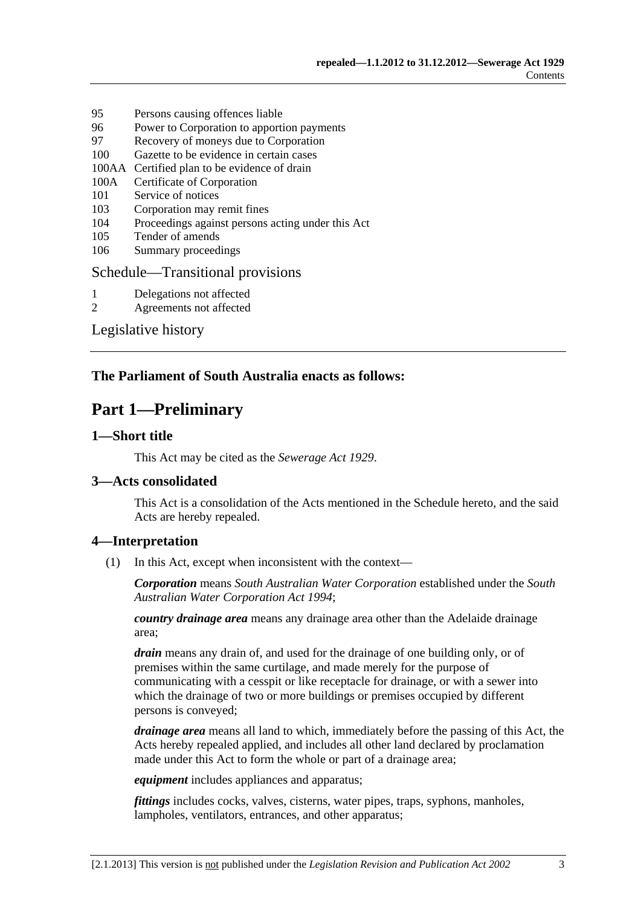95 Persons causing offences liable
96 Power to Corporation to apportion payments
97 Recovery of moneys due to Corporation
100 Gazette to be evidence in certain cases
100AA Certified plan to be evidence of drain
100A Certificate of Corporation
101 Service of notices
103 Corporation may remit fines
104 Proceedings against persons acting under this Act
105 Tender of amends
106 Summary proceedings

Schedule—Transitional provisions

1 Delegations not affected
2 Agreements not affected

Legislative history

**The Parliament of South Australia enacts as follows:**

# Part 1—Preliminary

## 1—Short title

This Act may be cited as the *Sewerage Act 1929*.

## 3—Acts consolidated

This Act is a consolidation of the Acts mentioned in the Schedule hereto, and the said Acts are hereby repealed.

## 4—Interpretation

(1) In this Act, except when inconsistent with the context—

***Corporation*** means *South Australian Water Corporation* established under the *South Australian Water Corporation Act 1994*;

***country drainage area*** means any drainage area other than the Adelaide drainage area;

***drain*** means any drain of, and used for the drainage of one building only, or of premises within the same curtilage, and made merely for the purpose of communicating with a cesspit or like receptacle for drainage, or with a sewer into which the drainage of two or more buildings or premises occupied by different persons is conveyed;

***drainage area*** means all land to which, immediately before the passing of this Act, the Acts hereby repealed applied, and includes all other land declared by proclamation made under this Act to form the whole or part of a drainage area;

***equipment*** includes appliances and apparatus;

***fittings*** includes cocks, valves, cisterns, water pipes, traps, syphons, manholes, lampholes, ventilators, entrances, and other apparatus;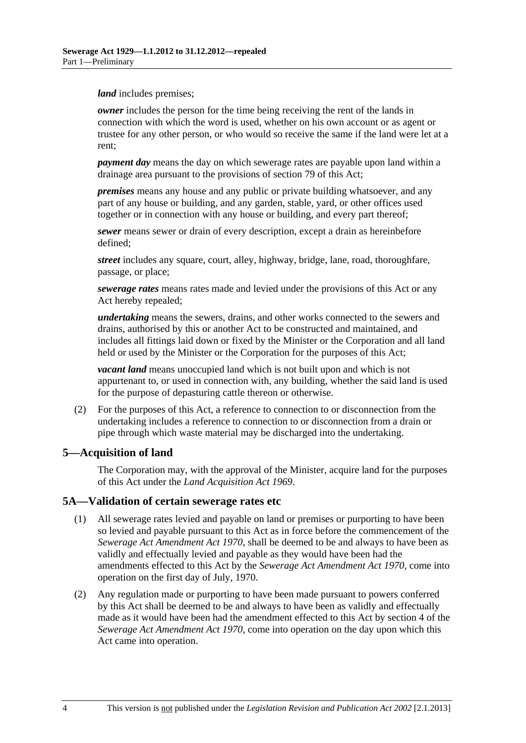***land*** includes premises;

***owner*** includes the person for the time being receiving the rent of the lands in connection with which the word is used, whether on his own account or as agent or trustee for any other person, or who would so receive the same if the land were let at a rent;

***payment day*** means the day on which sewerage rates are payable upon land within a drainage area pursuant to the provisions of section 79 of this Act;

***premises*** means any house and any public or private building whatsoever, and any part of any house or building, and any garden, stable, yard, or other offices used together or in connection with any house or building, and every part thereof;

***sewer*** means sewer or drain of every description, except a drain as hereinbefore defined;

***street*** includes any square, court, alley, highway, bridge, lane, road, thoroughfare, passage, or place;

***sewerage rates*** means rates made and levied under the provisions of this Act or any Act hereby repealed;

***undertaking*** means the sewers, drains, and other works connected to the sewers and drains, authorised by this or another Act to be constructed and maintained, and includes all fittings laid down or fixed by the Minister or the Corporation and all land held or used by the Minister or the Corporation for the purposes of this Act;

***vacant land*** means unoccupied land which is not built upon and which is not appurtenant to, or used in connection with, any building, whether the said land is used for the purpose of depasturing cattle thereon or otherwise.

(2) For the purposes of this Act, a reference to connection to or disconnection from the undertaking includes a reference to connection to or disconnection from a drain or pipe through which waste material may be discharged into the undertaking.

## 5—Acquisition of land

The Corporation may, with the approval of the Minister, acquire land for the purposes of this Act under the *Land Acquisition Act 1969*.

## 5A—Validation of certain sewerage rates etc

(1) All sewerage rates levied and payable on land or premises or purporting to have been so levied and payable pursuant to this Act as in force before the commencement of the *Sewerage Act Amendment Act 1970*, shall be deemed to be and always to have been as validly and effectually levied and payable as they would have been had the amendments effected to this Act by the *Sewerage Act Amendment Act 1970*, come into operation on the first day of July, 1970.

(2) Any regulation made or purporting to have been made pursuant to powers conferred by this Act shall be deemed to be and always to have been as validly and effectually made as it would have been had the amendment effected to this Act by section 4 of the *Sewerage Act Amendment Act 1970*, come into operation on the day upon which this Act came into operation.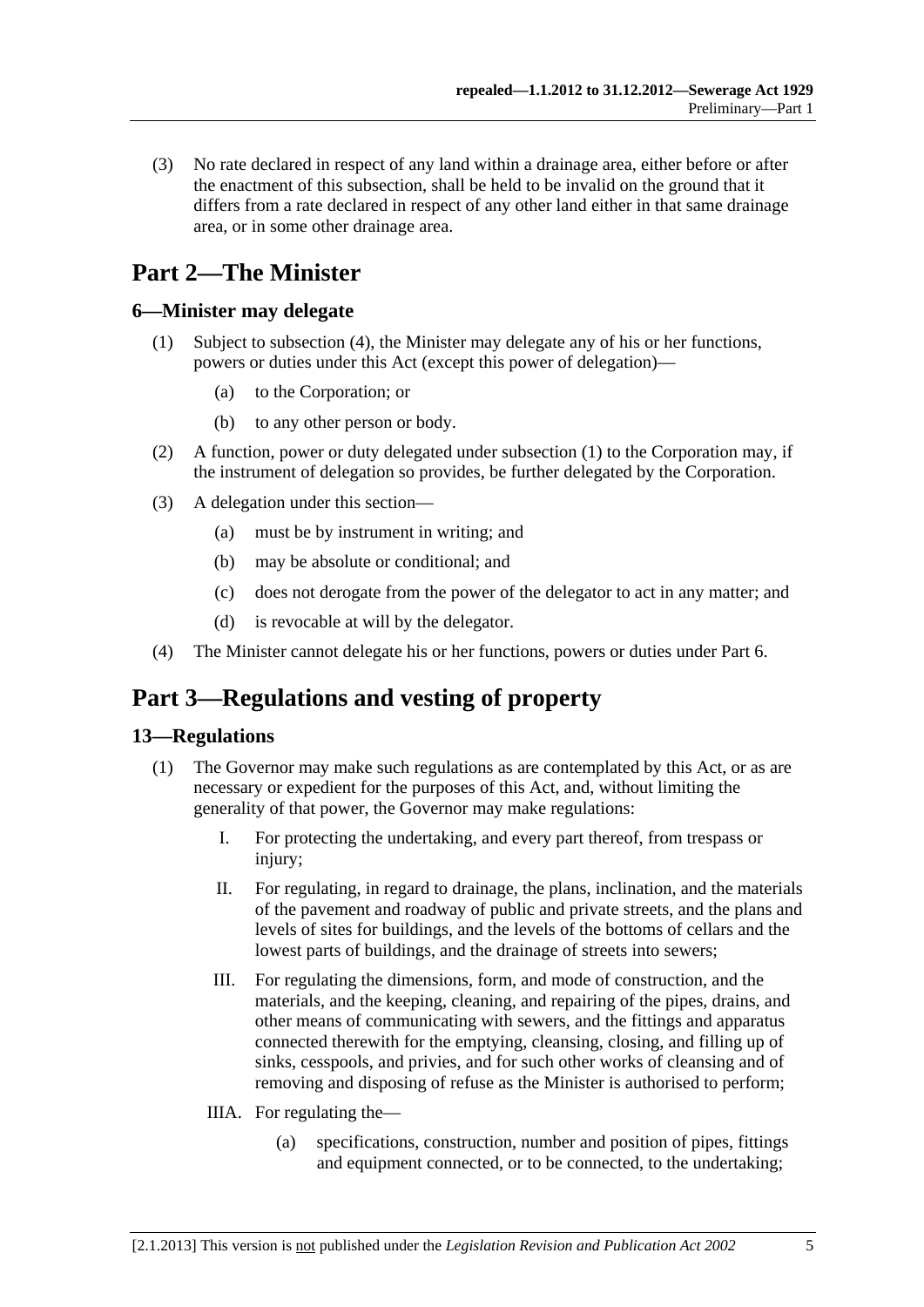(3) No rate declared in respect of any land within a drainage area, either before or after the enactment of this subsection, shall be held to be invalid on the ground that it differs from a rate declared in respect of any other land either in that same drainage area, or in some other drainage area.

# Part 2—The Minister

## 6—Minister may delegate

(1) Subject to subsection (4), the Minister may delegate any of his or her functions, powers or duties under this Act (except this power of delegation)—

(a) to the Corporation; or

(b) to any other person or body.

(2) A function, power or duty delegated under subsection (1) to the Corporation may, if the instrument of delegation so provides, be further delegated by the Corporation.

(3) A delegation under this section—

(a) must be by instrument in writing; and

(b) may be absolute or conditional; and

(c) does not derogate from the power of the delegator to act in any matter; and

(d) is revocable at will by the delegator.

(4) The Minister cannot delegate his or her functions, powers or duties under Part 6.

# Part 3—Regulations and vesting of property

## 13—Regulations

(1) The Governor may make such regulations as are contemplated by this Act, or as are necessary or expedient for the purposes of this Act, and, without limiting the generality of that power, the Governor may make regulations:

I. For protecting the undertaking, and every part thereof, from trespass or injury;

II. For regulating, in regard to drainage, the plans, inclination, and the materials of the pavement and roadway of public and private streets, and the plans and levels of sites for buildings, and the levels of the bottoms of cellars and the lowest parts of buildings, and the drainage of streets into sewers;

III. For regulating the dimensions, form, and mode of construction, and the materials, and the keeping, cleaning, and repairing of the pipes, drains, and other means of communicating with sewers, and the fittings and apparatus connected therewith for the emptying, cleansing, closing, and filling up of sinks, cesspools, and privies, and for such other works of cleansing and of removing and disposing of refuse as the Minister is authorised to perform;

IIIA. For regulating the—

(a) specifications, construction, number and position of pipes, fittings and equipment connected, or to be connected, to the undertaking;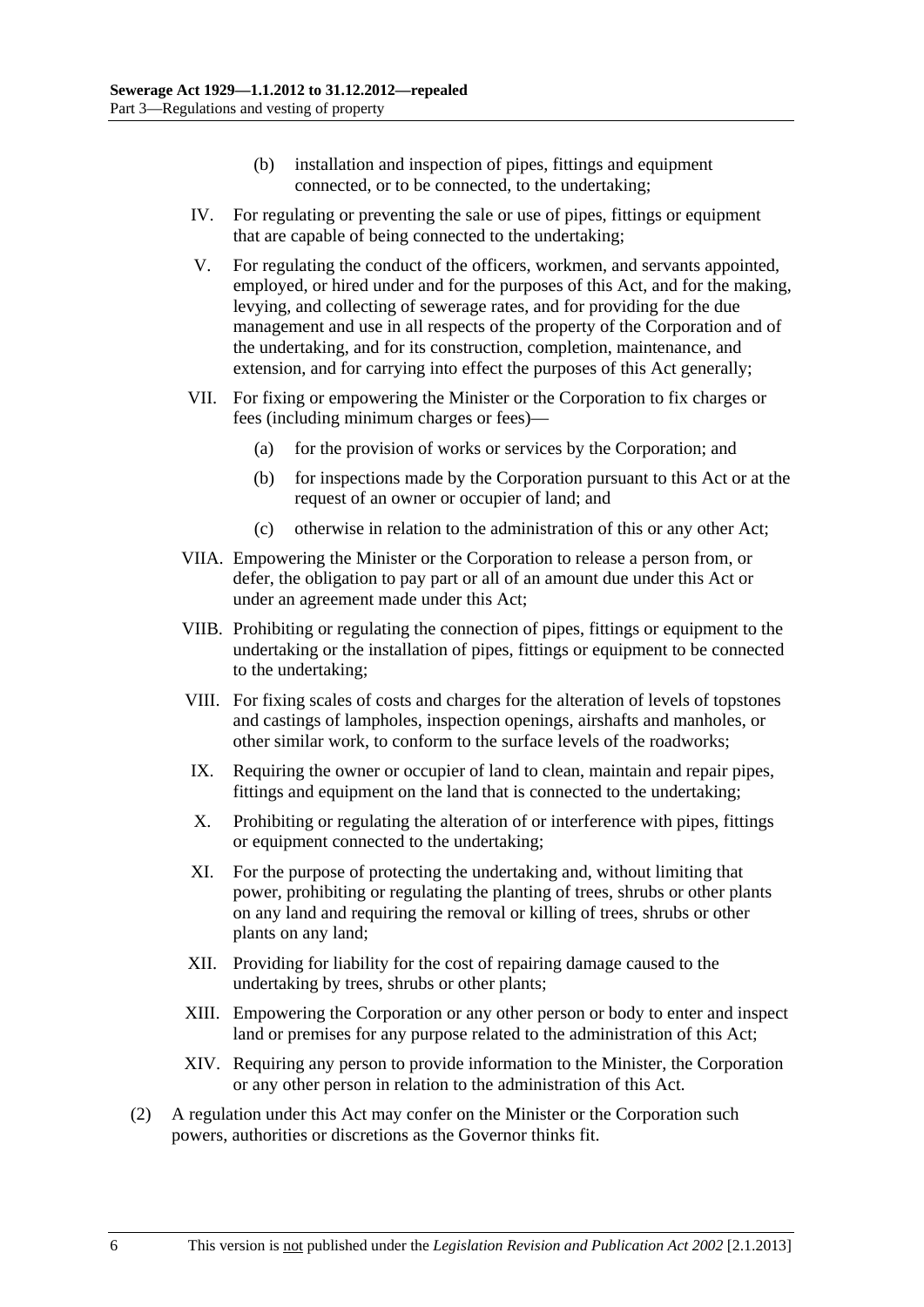(b) installation and inspection of pipes, fittings and equipment connected, or to be connected, to the undertaking;

IV. For regulating or preventing the sale or use of pipes, fittings or equipment that are capable of being connected to the undertaking;

V. For regulating the conduct of the officers, workmen, and servants appointed, employed, or hired under and for the purposes of this Act, and for the making, levying, and collecting of sewerage rates, and for providing for the due management and use in all respects of the property of the Corporation and of the undertaking, and for its construction, completion, maintenance, and extension, and for carrying into effect the purposes of this Act generally;

VII. For fixing or empowering the Minister or the Corporation to fix charges or fees (including minimum charges or fees)—

(a) for the provision of works or services by the Corporation; and

(b) for inspections made by the Corporation pursuant to this Act or at the request of an owner or occupier of land; and

(c) otherwise in relation to the administration of this or any other Act;

VIIA. Empowering the Minister or the Corporation to release a person from, or defer, the obligation to pay part or all of an amount due under this Act or under an agreement made under this Act;

VIIB. Prohibiting or regulating the connection of pipes, fittings or equipment to the undertaking or the installation of pipes, fittings or equipment to be connected to the undertaking;

VIII. For fixing scales of costs and charges for the alteration of levels of topstones and castings of lampholes, inspection openings, airshafts and manholes, or other similar work, to conform to the surface levels of the roadworks;

IX. Requiring the owner or occupier of land to clean, maintain and repair pipes, fittings and equipment on the land that is connected to the undertaking;

X. Prohibiting or regulating the alteration of or interference with pipes, fittings or equipment connected to the undertaking;

XI. For the purpose of protecting the undertaking and, without limiting that power, prohibiting or regulating the planting of trees, shrubs or other plants on any land and requiring the removal or killing of trees, shrubs or other plants on any land;

XII. Providing for liability for the cost of repairing damage caused to the undertaking by trees, shrubs or other plants;

XIII. Empowering the Corporation or any other person or body to enter and inspect land or premises for any purpose related to the administration of this Act;

XIV. Requiring any person to provide information to the Minister, the Corporation or any other person in relation to the administration of this Act.

(2) A regulation under this Act may confer on the Minister or the Corporation such powers, authorities or discretions as the Governor thinks fit.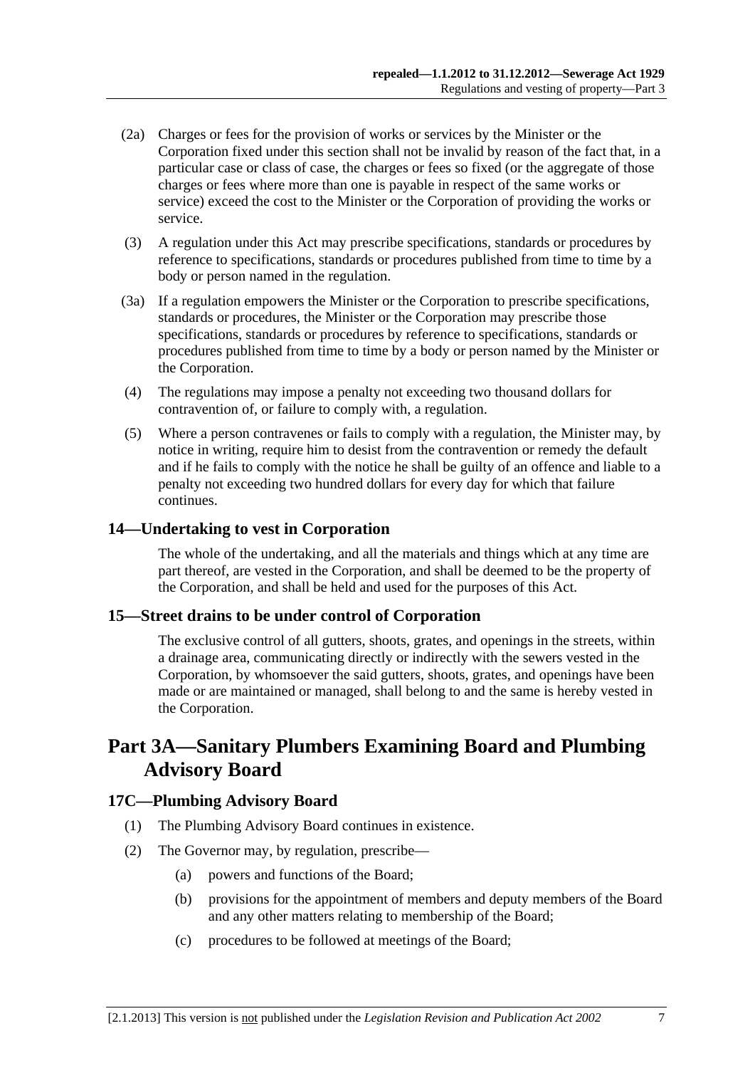(2a) Charges or fees for the provision of works or services by the Minister or the Corporation fixed under this section shall not be invalid by reason of the fact that, in a particular case or class of case, the charges or fees so fixed (or the aggregate of those charges or fees where more than one is payable in respect of the same works or service) exceed the cost to the Minister or the Corporation of providing the works or service.

(3) A regulation under this Act may prescribe specifications, standards or procedures by reference to specifications, standards or procedures published from time to time by a body or person named in the regulation.

(3a) If a regulation empowers the Minister or the Corporation to prescribe specifications, standards or procedures, the Minister or the Corporation may prescribe those specifications, standards or procedures by reference to specifications, standards or procedures published from time to time by a body or person named by the Minister or the Corporation.

(4) The regulations may impose a penalty not exceeding two thousand dollars for contravention of, or failure to comply with, a regulation.

(5) Where a person contravenes or fails to comply with a regulation, the Minister may, by notice in writing, require him to desist from the contravention or remedy the default and if he fails to comply with the notice he shall be guilty of an offence and liable to a penalty not exceeding two hundred dollars for every day for which that failure continues.

### 14—Undertaking to vest in Corporation

The whole of the undertaking, and all the materials and things which at any time are part thereof, are vested in the Corporation, and shall be deemed to be the property of the Corporation, and shall be held and used for the purposes of this Act.

### 15—Street drains to be under control of Corporation

The exclusive control of all gutters, shoots, grates, and openings in the streets, within a drainage area, communicating directly or indirectly with the sewers vested in the Corporation, by whomsoever the said gutters, shoots, grates, and openings have been made or are maintained or managed, shall belong to and the same is hereby vested in the Corporation.

## Part 3A—Sanitary Plumbers Examining Board and Plumbing Advisory Board

### 17C—Plumbing Advisory Board

(1) The Plumbing Advisory Board continues in existence.

(2) The Governor may, by regulation, prescribe—

(a) powers and functions of the Board;

(b) provisions for the appointment of members and deputy members of the Board and any other matters relating to membership of the Board;

(c) procedures to be followed at meetings of the Board;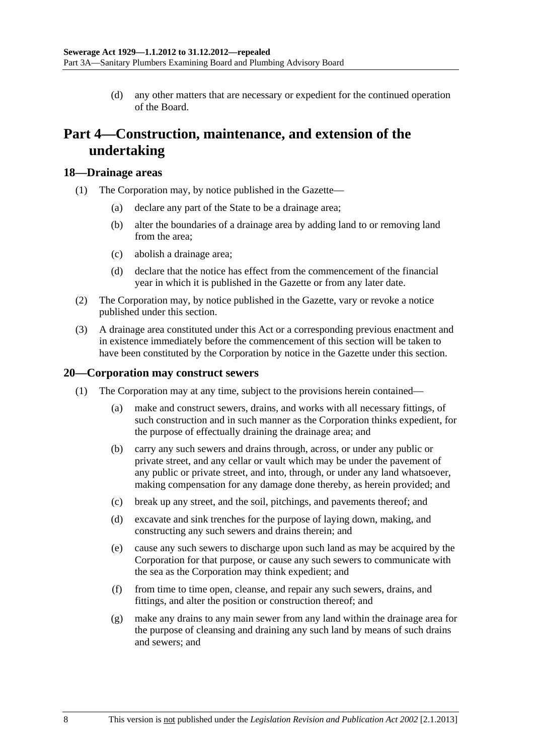(d) any other matters that are necessary or expedient for the continued operation of the Board.

# Part 4—Construction, maintenance, and extension of the undertaking

## 18—Drainage areas

(1) The Corporation may, by notice published in the Gazette—

(a) declare any part of the State to be a drainage area;

(b) alter the boundaries of a drainage area by adding land to or removing land from the area;

(c) abolish a drainage area;

(d) declare that the notice has effect from the commencement of the financial year in which it is published in the Gazette or from any later date.

(2) The Corporation may, by notice published in the Gazette, vary or revoke a notice published under this section.

(3) A drainage area constituted under this Act or a corresponding previous enactment and in existence immediately before the commencement of this section will be taken to have been constituted by the Corporation by notice in the Gazette under this section.

## 20—Corporation may construct sewers

(1) The Corporation may at any time, subject to the provisions herein contained—

(a) make and construct sewers, drains, and works with all necessary fittings, of such construction and in such manner as the Corporation thinks expedient, for the purpose of effectually draining the drainage area; and

(b) carry any such sewers and drains through, across, or under any public or private street, and any cellar or vault which may be under the pavement of any public or private street, and into, through, or under any land whatsoever, making compensation for any damage done thereby, as herein provided; and

(c) break up any street, and the soil, pitchings, and pavements thereof; and

(d) excavate and sink trenches for the purpose of laying down, making, and constructing any such sewers and drains therein; and

(e) cause any such sewers to discharge upon such land as may be acquired by the Corporation for that purpose, or cause any such sewers to communicate with the sea as the Corporation may think expedient; and

(f) from time to time open, cleanse, and repair any such sewers, drains, and fittings, and alter the position or construction thereof; and

(g) make any drains to any main sewer from any land within the drainage area for the purpose of cleansing and draining any such land by means of such drains and sewers; and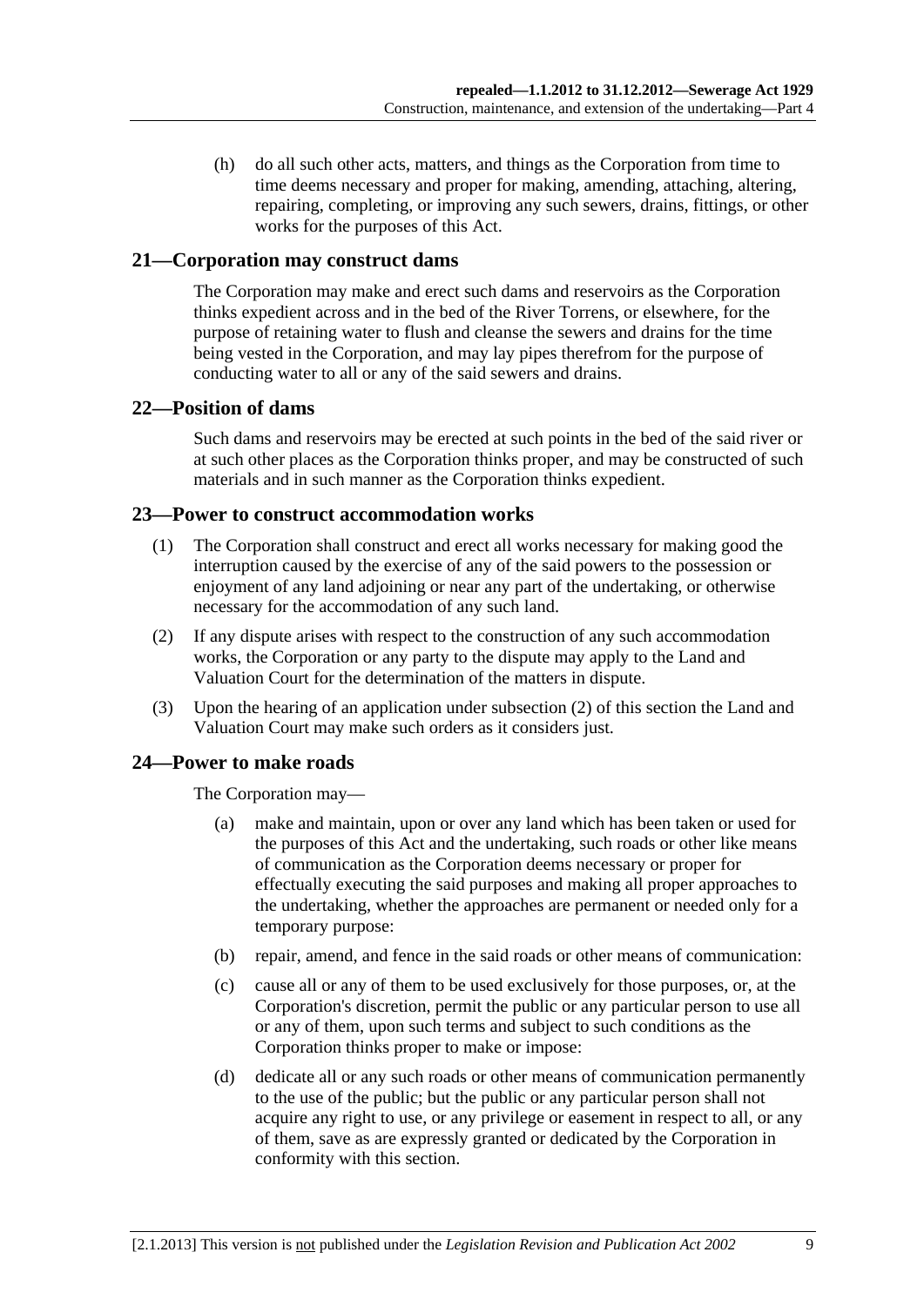(h) do all such other acts, matters, and things as the Corporation from time to time deems necessary and proper for making, amending, attaching, altering, repairing, completing, or improving any such sewers, drains, fittings, or other works for the purposes of this Act.

## 21—Corporation may construct dams

The Corporation may make and erect such dams and reservoirs as the Corporation thinks expedient across and in the bed of the River Torrens, or elsewhere, for the purpose of retaining water to flush and cleanse the sewers and drains for the time being vested in the Corporation, and may lay pipes therefrom for the purpose of conducting water to all or any of the said sewers and drains.

## 22—Position of dams

Such dams and reservoirs may be erected at such points in the bed of the said river or at such other places as the Corporation thinks proper, and may be constructed of such materials and in such manner as the Corporation thinks expedient.

## 23—Power to construct accommodation works

(1) The Corporation shall construct and erect all works necessary for making good the interruption caused by the exercise of any of the said powers to the possession or enjoyment of any land adjoining or near any part of the undertaking, or otherwise necessary for the accommodation of any such land.

(2) If any dispute arises with respect to the construction of any such accommodation works, the Corporation or any party to the dispute may apply to the Land and Valuation Court for the determination of the matters in dispute.

(3) Upon the hearing of an application under subsection (2) of this section the Land and Valuation Court may make such orders as it considers just.

## 24—Power to make roads

The Corporation may—

(a) make and maintain, upon or over any land which has been taken or used for the purposes of this Act and the undertaking, such roads or other like means of communication as the Corporation deems necessary or proper for effectually executing the said purposes and making all proper approaches to the undertaking, whether the approaches are permanent or needed only for a temporary purpose:

(b) repair, amend, and fence in the said roads or other means of communication:

(c) cause all or any of them to be used exclusively for those purposes, or, at the Corporation's discretion, permit the public or any particular person to use all or any of them, upon such terms and subject to such conditions as the Corporation thinks proper to make or impose:

(d) dedicate all or any such roads or other means of communication permanently to the use of the public; but the public or any particular person shall not acquire any right to use, or any privilege or easement in respect to all, or any of them, save as are expressly granted or dedicated by the Corporation in conformity with this section.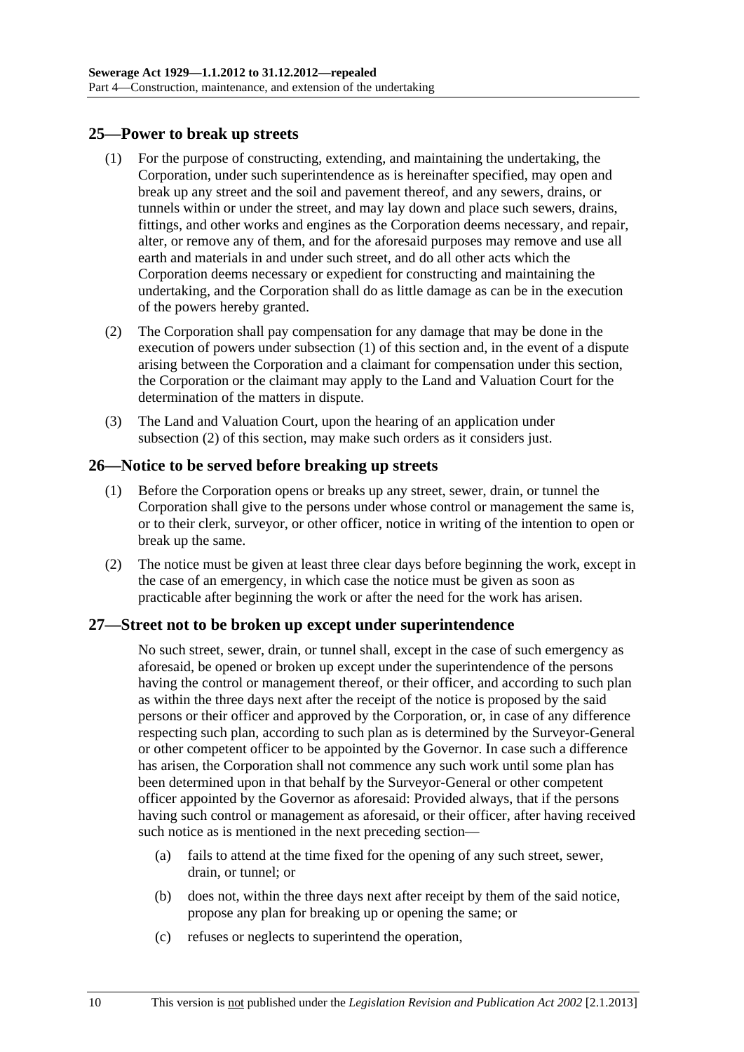## 25—Power to break up streets

(1) For the purpose of constructing, extending, and maintaining the undertaking, the Corporation, under such superintendence as is hereinafter specified, may open and break up any street and the soil and pavement thereof, and any sewers, drains, or tunnels within or under the street, and may lay down and place such sewers, drains, fittings, and other works and engines as the Corporation deems necessary, and repair, alter, or remove any of them, and for the aforesaid purposes may remove and use all earth and materials in and under such street, and do all other acts which the Corporation deems necessary or expedient for constructing and maintaining the undertaking, and the Corporation shall do as little damage as can be in the execution of the powers hereby granted.

(2) The Corporation shall pay compensation for any damage that may be done in the execution of powers under subsection (1) of this section and, in the event of a dispute arising between the Corporation and a claimant for compensation under this section, the Corporation or the claimant may apply to the Land and Valuation Court for the determination of the matters in dispute.

(3) The Land and Valuation Court, upon the hearing of an application under subsection (2) of this section, may make such orders as it considers just.

## 26—Notice to be served before breaking up streets

(1) Before the Corporation opens or breaks up any street, sewer, drain, or tunnel the Corporation shall give to the persons under whose control or management the same is, or to their clerk, surveyor, or other officer, notice in writing of the intention to open or break up the same.

(2) The notice must be given at least three clear days before beginning the work, except in the case of an emergency, in which case the notice must be given as soon as practicable after beginning the work or after the need for the work has arisen.

## 27—Street not to be broken up except under superintendence

No such street, sewer, drain, or tunnel shall, except in the case of such emergency as aforesaid, be opened or broken up except under the superintendence of the persons having the control or management thereof, or their officer, and according to such plan as within the three days next after the receipt of the notice is proposed by the said persons or their officer and approved by the Corporation, or, in case of any difference respecting such plan, according to such plan as is determined by the Surveyor-General or other competent officer to be appointed by the Governor. In case such a difference has arisen, the Corporation shall not commence any such work until some plan has been determined upon in that behalf by the Surveyor-General or other competent officer appointed by the Governor as aforesaid: Provided always, that if the persons having such control or management as aforesaid, or their officer, after having received such notice as is mentioned in the next preceding section—

(a) fails to attend at the time fixed for the opening of any such street, sewer, drain, or tunnel; or

(b) does not, within the three days next after receipt by them of the said notice, propose any plan for breaking up or opening the same; or

(c) refuses or neglects to superintend the operation,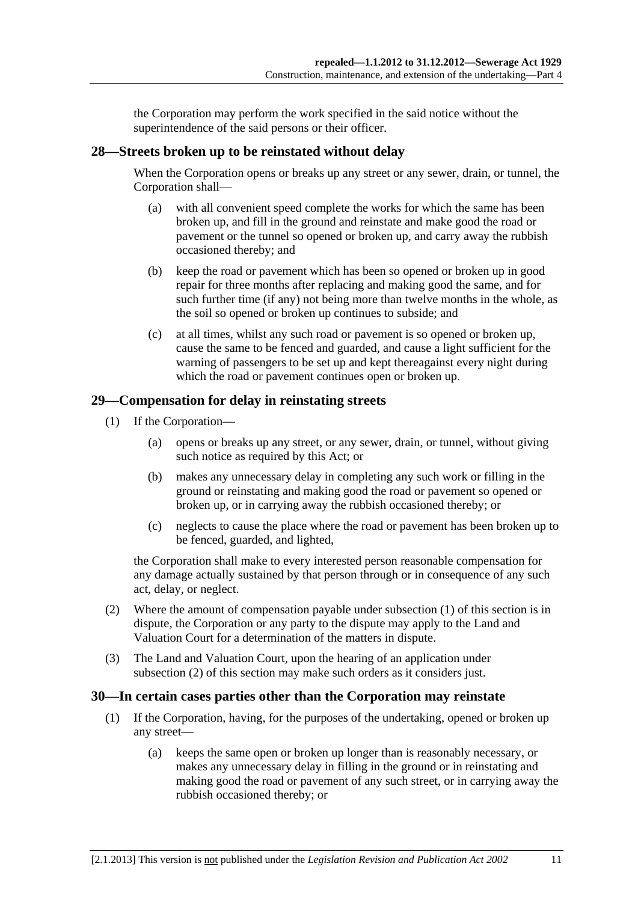the Corporation may perform the work specified in the said notice without the superintendence of the said persons or their officer.

## 28—Streets broken up to be reinstated without delay

When the Corporation opens or breaks up any street or any sewer, drain, or tunnel, the Corporation shall—

(a) with all convenient speed complete the works for which the same has been broken up, and fill in the ground and reinstate and make good the road or pavement or the tunnel so opened or broken up, and carry away the rubbish occasioned thereby; and

(b) keep the road or pavement which has been so opened or broken up in good repair for three months after replacing and making good the same, and for such further time (if any) not being more than twelve months in the whole, as the soil so opened or broken up continues to subside; and

(c) at all times, whilst any such road or pavement is so opened or broken up, cause the same to be fenced and guarded, and cause a light sufficient for the warning of passengers to be set up and kept thereagainst every night during which the road or pavement continues open or broken up.

## 29—Compensation for delay in reinstating streets

(1) If the Corporation—

(a) opens or breaks up any street, or any sewer, drain, or tunnel, without giving such notice as required by this Act; or

(b) makes any unnecessary delay in completing any such work or filling in the ground or reinstating and making good the road or pavement so opened or broken up, or in carrying away the rubbish occasioned thereby; or

(c) neglects to cause the place where the road or pavement has been broken up to be fenced, guarded, and lighted,

the Corporation shall make to every interested person reasonable compensation for any damage actually sustained by that person through or in consequence of any such act, delay, or neglect.

(2) Where the amount of compensation payable under subsection (1) of this section is in dispute, the Corporation or any party to the dispute may apply to the Land and Valuation Court for a determination of the matters in dispute.

(3) The Land and Valuation Court, upon the hearing of an application under subsection (2) of this section may make such orders as it considers just.

## 30—In certain cases parties other than the Corporation may reinstate

(1) If the Corporation, having, for the purposes of the undertaking, opened or broken up any street—

(a) keeps the same open or broken up longer than is reasonably necessary, or makes any unnecessary delay in filling in the ground or in reinstating and making good the road or pavement of any such street, or in carrying away the rubbish occasioned thereby; or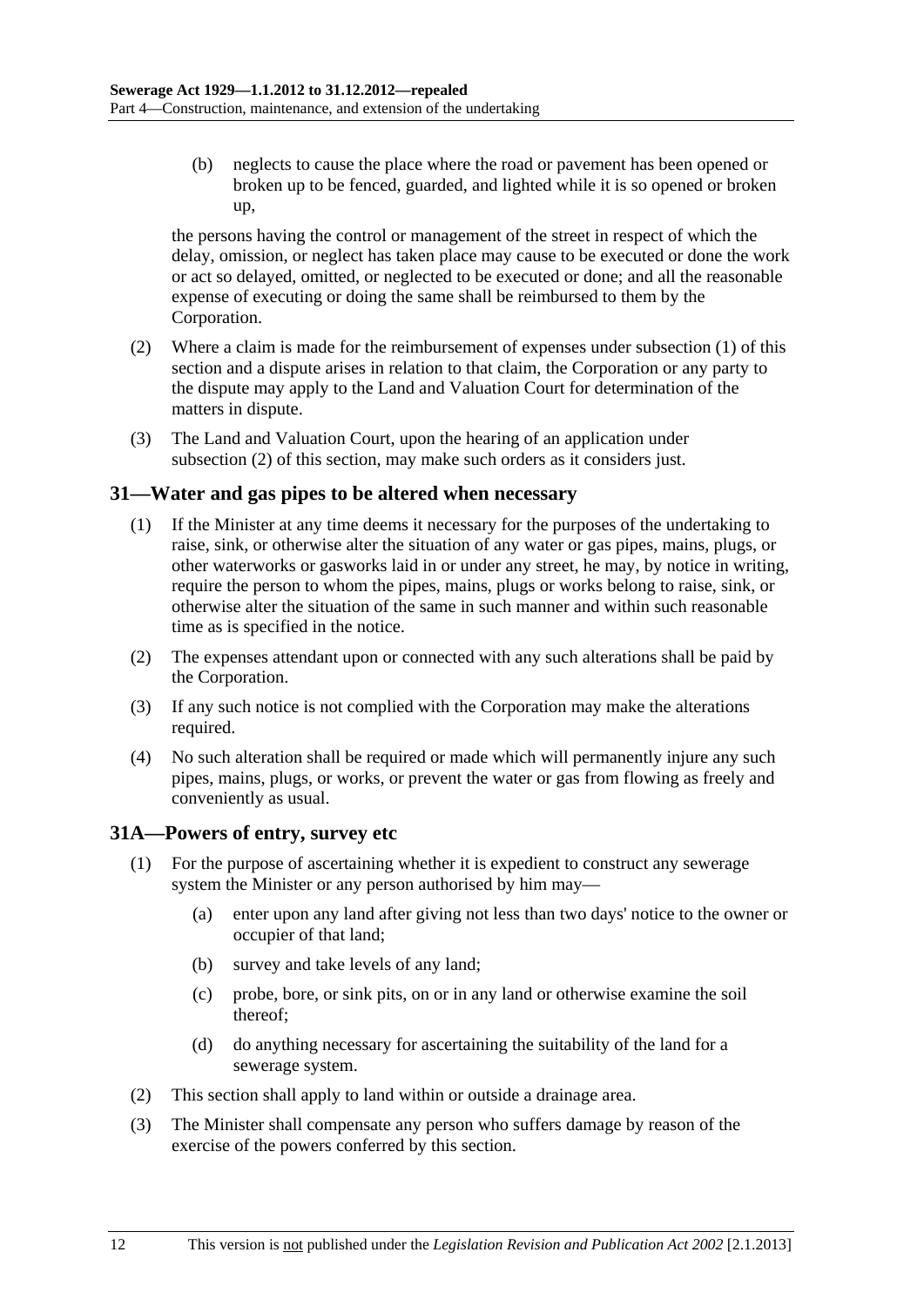(b) neglects to cause the place where the road or pavement has been opened or broken up to be fenced, guarded, and lighted while it is so opened or broken up,

the persons having the control or management of the street in respect of which the delay, omission, or neglect has taken place may cause to be executed or done the work or act so delayed, omitted, or neglected to be executed or done; and all the reasonable expense of executing or doing the same shall be reimbursed to them by the Corporation.

(2) Where a claim is made for the reimbursement of expenses under subsection (1) of this section and a dispute arises in relation to that claim, the Corporation or any party to the dispute may apply to the Land and Valuation Court for determination of the matters in dispute.

(3) The Land and Valuation Court, upon the hearing of an application under subsection (2) of this section, may make such orders as it considers just.

## 31—Water and gas pipes to be altered when necessary

(1) If the Minister at any time deems it necessary for the purposes of the undertaking to raise, sink, or otherwise alter the situation of any water or gas pipes, mains, plugs, or other waterworks or gasworks laid in or under any street, he may, by notice in writing, require the person to whom the pipes, mains, plugs or works belong to raise, sink, or otherwise alter the situation of the same in such manner and within such reasonable time as is specified in the notice.

(2) The expenses attendant upon or connected with any such alterations shall be paid by the Corporation.

(3) If any such notice is not complied with the Corporation may make the alterations required.

(4) No such alteration shall be required or made which will permanently injure any such pipes, mains, plugs, or works, or prevent the water or gas from flowing as freely and conveniently as usual.

## 31A—Powers of entry, survey etc

(1) For the purpose of ascertaining whether it is expedient to construct any sewerage system the Minister or any person authorised by him may—

(a) enter upon any land after giving not less than two days' notice to the owner or occupier of that land;

(b) survey and take levels of any land;

(c) probe, bore, or sink pits, on or in any land or otherwise examine the soil thereof;

(d) do anything necessary for ascertaining the suitability of the land for a sewerage system.

(2) This section shall apply to land within or outside a drainage area.

(3) The Minister shall compensate any person who suffers damage by reason of the exercise of the powers conferred by this section.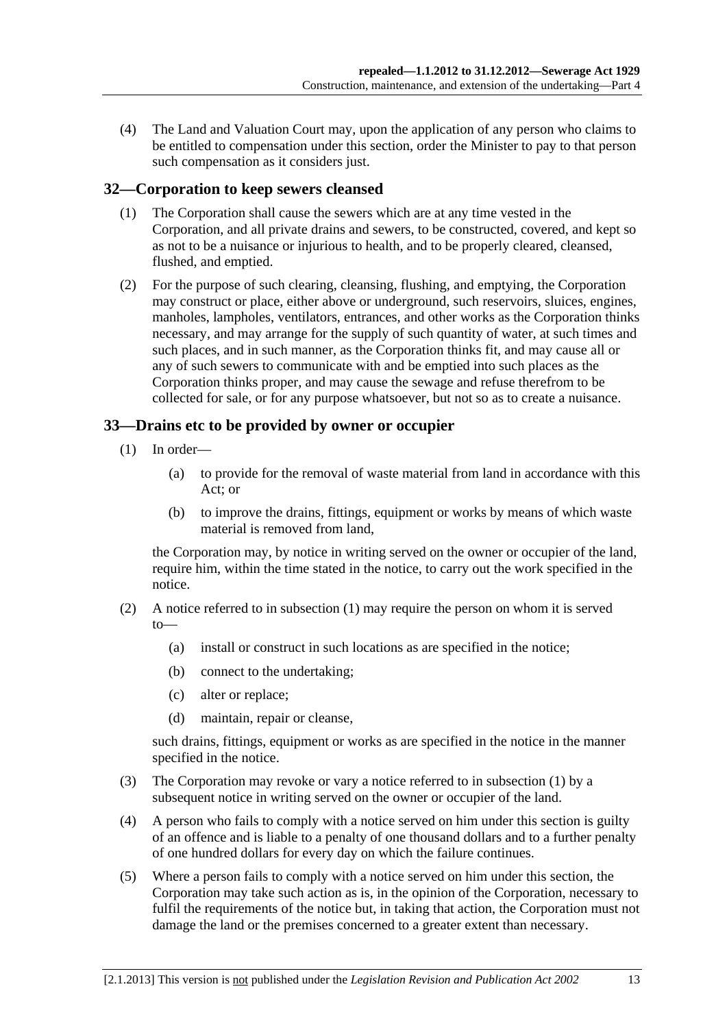(4) The Land and Valuation Court may, upon the application of any person who claims to be entitled to compensation under this section, order the Minister to pay to that person such compensation as it considers just.

## 32—Corporation to keep sewers cleansed

(1) The Corporation shall cause the sewers which are at any time vested in the Corporation, and all private drains and sewers, to be constructed, covered, and kept so as not to be a nuisance or injurious to health, and to be properly cleared, cleansed, flushed, and emptied.

(2) For the purpose of such clearing, cleansing, flushing, and emptying, the Corporation may construct or place, either above or underground, such reservoirs, sluices, engines, manholes, lampholes, ventilators, entrances, and other works as the Corporation thinks necessary, and may arrange for the supply of such quantity of water, at such times and such places, and in such manner, as the Corporation thinks fit, and may cause all or any of such sewers to communicate with and be emptied into such places as the Corporation thinks proper, and may cause the sewage and refuse therefrom to be collected for sale, or for any purpose whatsoever, but not so as to create a nuisance.

## 33—Drains etc to be provided by owner or occupier

(1) In order—

(a) to provide for the removal of waste material from land in accordance with this Act; or

(b) to improve the drains, fittings, equipment or works by means of which waste material is removed from land,

the Corporation may, by notice in writing served on the owner or occupier of the land, require him, within the time stated in the notice, to carry out the work specified in the notice.

(2) A notice referred to in subsection (1) may require the person on whom it is served to—

(a) install or construct in such locations as are specified in the notice;

(b) connect to the undertaking;

(c) alter or replace;

(d) maintain, repair or cleanse,

such drains, fittings, equipment or works as are specified in the notice in the manner specified in the notice.

(3) The Corporation may revoke or vary a notice referred to in subsection (1) by a subsequent notice in writing served on the owner or occupier of the land.

(4) A person who fails to comply with a notice served on him under this section is guilty of an offence and is liable to a penalty of one thousand dollars and to a further penalty of one hundred dollars for every day on which the failure continues.

(5) Where a person fails to comply with a notice served on him under this section, the Corporation may take such action as is, in the opinion of the Corporation, necessary to fulfil the requirements of the notice but, in taking that action, the Corporation must not damage the land or the premises concerned to a greater extent than necessary.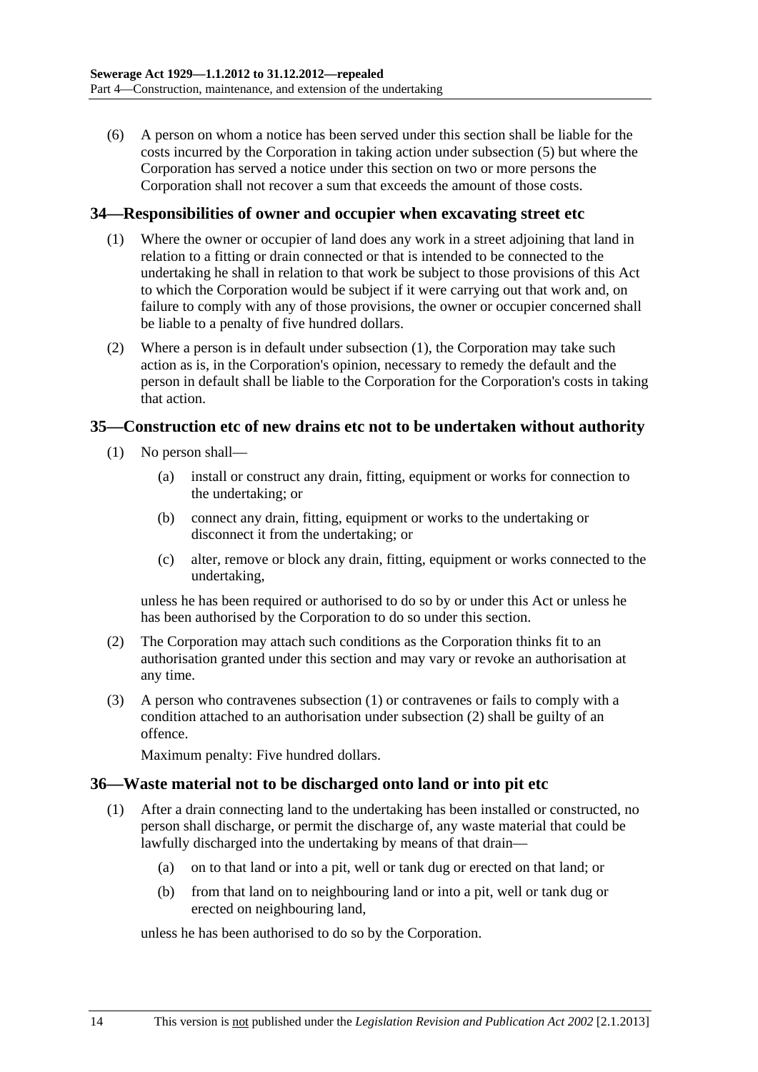(6) A person on whom a notice has been served under this section shall be liable for the costs incurred by the Corporation in taking action under subsection (5) but where the Corporation has served a notice under this section on two or more persons the Corporation shall not recover a sum that exceeds the amount of those costs.

## 34—Responsibilities of owner and occupier when excavating street etc

(1) Where the owner or occupier of land does any work in a street adjoining that land in relation to a fitting or drain connected or that is intended to be connected to the undertaking he shall in relation to that work be subject to those provisions of this Act to which the Corporation would be subject if it were carrying out that work and, on failure to comply with any of those provisions, the owner or occupier concerned shall be liable to a penalty of five hundred dollars.

(2) Where a person is in default under subsection (1), the Corporation may take such action as is, in the Corporation's opinion, necessary to remedy the default and the person in default shall be liable to the Corporation for the Corporation's costs in taking that action.

## 35—Construction etc of new drains etc not to be undertaken without authority

(1) No person shall—

- (a) install or construct any drain, fitting, equipment or works for connection to the undertaking; or
- (b) connect any drain, fitting, equipment or works to the undertaking or disconnect it from the undertaking; or
- (c) alter, remove or block any drain, fitting, equipment or works connected to the undertaking,

unless he has been required or authorised to do so by or under this Act or unless he has been authorised by the Corporation to do so under this section.

(2) The Corporation may attach such conditions as the Corporation thinks fit to an authorisation granted under this section and may vary or revoke an authorisation at any time.

(3) A person who contravenes subsection (1) or contravenes or fails to comply with a condition attached to an authorisation under subsection (2) shall be guilty of an offence.

Maximum penalty: Five hundred dollars.

## 36—Waste material not to be discharged onto land or into pit etc

(1) After a drain connecting land to the undertaking has been installed or constructed, no person shall discharge, or permit the discharge of, any waste material that could be lawfully discharged into the undertaking by means of that drain—

- (a) on to that land or into a pit, well or tank dug or erected on that land; or
- (b) from that land on to neighbouring land or into a pit, well or tank dug or erected on neighbouring land,

unless he has been authorised to do so by the Corporation.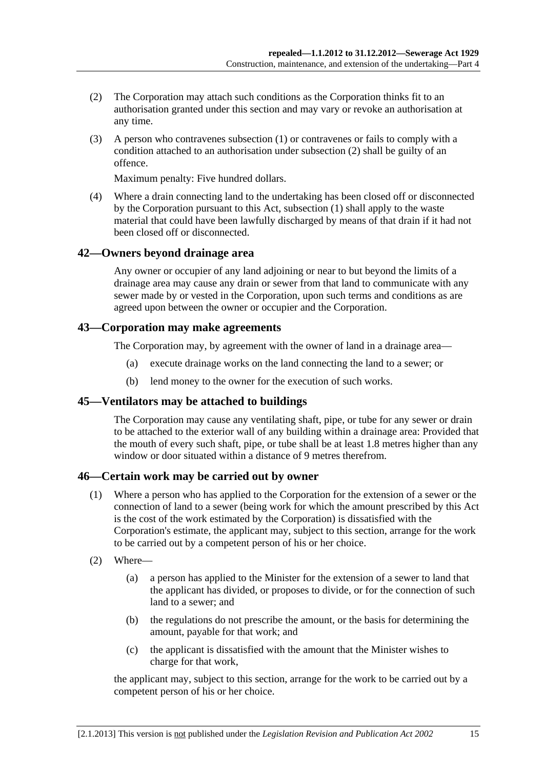(2) The Corporation may attach such conditions as the Corporation thinks fit to an authorisation granted under this section and may vary or revoke an authorisation at any time.

(3) A person who contravenes subsection (1) or contravenes or fails to comply with a condition attached to an authorisation under subsection (2) shall be guilty of an offence.

Maximum penalty: Five hundred dollars.

(4) Where a drain connecting land to the undertaking has been closed off or disconnected by the Corporation pursuant to this Act, subsection (1) shall apply to the waste material that could have been lawfully discharged by means of that drain if it had not been closed off or disconnected.

## 42—Owners beyond drainage area

Any owner or occupier of any land adjoining or near to but beyond the limits of a drainage area may cause any drain or sewer from that land to communicate with any sewer made by or vested in the Corporation, upon such terms and conditions as are agreed upon between the owner or occupier and the Corporation.

## 43—Corporation may make agreements

The Corporation may, by agreement with the owner of land in a drainage area—

(a) execute drainage works on the land connecting the land to a sewer; or

(b) lend money to the owner for the execution of such works.

## 45—Ventilators may be attached to buildings

The Corporation may cause any ventilating shaft, pipe, or tube for any sewer or drain to be attached to the exterior wall of any building within a drainage area: Provided that the mouth of every such shaft, pipe, or tube shall be at least 1.8 metres higher than any window or door situated within a distance of 9 metres therefrom.

## 46—Certain work may be carried out by owner

(1) Where a person who has applied to the Corporation for the extension of a sewer or the connection of land to a sewer (being work for which the amount prescribed by this Act is the cost of the work estimated by the Corporation) is dissatisfied with the Corporation's estimate, the applicant may, subject to this section, arrange for the work to be carried out by a competent person of his or her choice.

(2) Where—

(a) a person has applied to the Minister for the extension of a sewer to land that the applicant has divided, or proposes to divide, or for the connection of such land to a sewer; and

(b) the regulations do not prescribe the amount, or the basis for determining the amount, payable for that work; and

(c) the applicant is dissatisfied with the amount that the Minister wishes to charge for that work,

the applicant may, subject to this section, arrange for the work to be carried out by a competent person of his or her choice.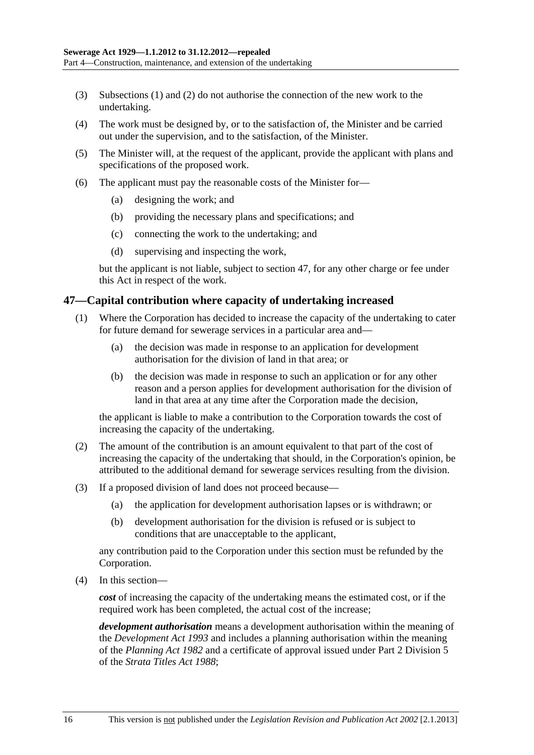(3) Subsections (1) and (2) do not authorise the connection of the new work to the undertaking.

(4) The work must be designed by, or to the satisfaction of, the Minister and be carried out under the supervision, and to the satisfaction, of the Minister.

(5) The Minister will, at the request of the applicant, provide the applicant with plans and specifications of the proposed work.

(6) The applicant must pay the reasonable costs of the Minister for—

- (a) designing the work; and
- (b) providing the necessary plans and specifications; and
- (c) connecting the work to the undertaking; and
- (d) supervising and inspecting the work,

but the applicant is not liable, subject to section 47, for any other charge or fee under this Act in respect of the work.

## 47—Capital contribution where capacity of undertaking increased

(1) Where the Corporation has decided to increase the capacity of the undertaking to cater for future demand for sewerage services in a particular area and—

- (a) the decision was made in response to an application for development authorisation for the division of land in that area; or
- (b) the decision was made in response to such an application or for any other reason and a person applies for development authorisation for the division of land in that area at any time after the Corporation made the decision,

the applicant is liable to make a contribution to the Corporation towards the cost of increasing the capacity of the undertaking.

(2) The amount of the contribution is an amount equivalent to that part of the cost of increasing the capacity of the undertaking that should, in the Corporation's opinion, be attributed to the additional demand for sewerage services resulting from the division.

(3) If a proposed division of land does not proceed because—

- (a) the application for development authorisation lapses or is withdrawn; or
- (b) development authorisation for the division is refused or is subject to conditions that are unacceptable to the applicant,

any contribution paid to the Corporation under this section must be refunded by the Corporation.

(4) In this section—

***cost*** of increasing the capacity of the undertaking means the estimated cost, or if the required work has been completed, the actual cost of the increase;

***development authorisation*** means a development authorisation within the meaning of the *Development Act 1993* and includes a planning authorisation within the meaning of the *Planning Act 1982* and a certificate of approval issued under Part 2 Division 5 of the *Strata Titles Act 1988*;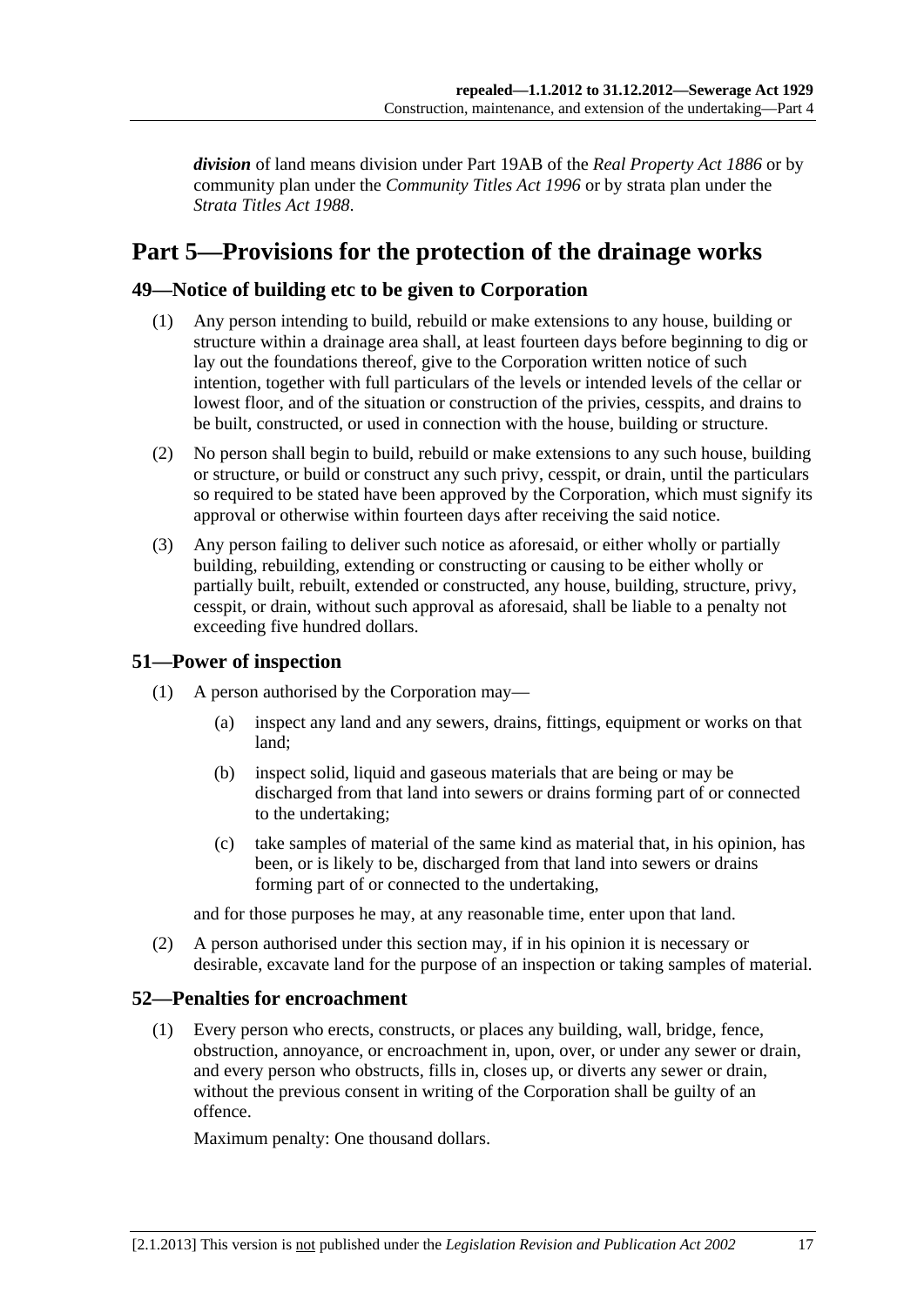***division*** of land means division under Part 19AB of the *Real Property Act 1886* or by community plan under the *Community Titles Act 1996* or by strata plan under the *Strata Titles Act 1988*.

# Part 5—Provisions for the protection of the drainage works

## 49—Notice of building etc to be given to Corporation

(1) Any person intending to build, rebuild or make extensions to any house, building or structure within a drainage area shall, at least fourteen days before beginning to dig or lay out the foundations thereof, give to the Corporation written notice of such intention, together with full particulars of the levels or intended levels of the cellar or lowest floor, and of the situation or construction of the privies, cesspits, and drains to be built, constructed, or used in connection with the house, building or structure.

(2) No person shall begin to build, rebuild or make extensions to any such house, building or structure, or build or construct any such privy, cesspit, or drain, until the particulars so required to be stated have been approved by the Corporation, which must signify its approval or otherwise within fourteen days after receiving the said notice.

(3) Any person failing to deliver such notice as aforesaid, or either wholly or partially building, rebuilding, extending or constructing or causing to be either wholly or partially built, rebuilt, extended or constructed, any house, building, structure, privy, cesspit, or drain, without such approval as aforesaid, shall be liable to a penalty not exceeding five hundred dollars.

## 51—Power of inspection

(1) A person authorised by the Corporation may—

(a) inspect any land and any sewers, drains, fittings, equipment or works on that land;

(b) inspect solid, liquid and gaseous materials that are being or may be discharged from that land into sewers or drains forming part of or connected to the undertaking;

(c) take samples of material of the same kind as material that, in his opinion, has been, or is likely to be, discharged from that land into sewers or drains forming part of or connected to the undertaking,

and for those purposes he may, at any reasonable time, enter upon that land.

(2) A person authorised under this section may, if in his opinion it is necessary or desirable, excavate land for the purpose of an inspection or taking samples of material.

## 52—Penalties for encroachment

(1) Every person who erects, constructs, or places any building, wall, bridge, fence, obstruction, annoyance, or encroachment in, upon, over, or under any sewer or drain, and every person who obstructs, fills in, closes up, or diverts any sewer or drain, without the previous consent in writing of the Corporation shall be guilty of an offence.

Maximum penalty: One thousand dollars.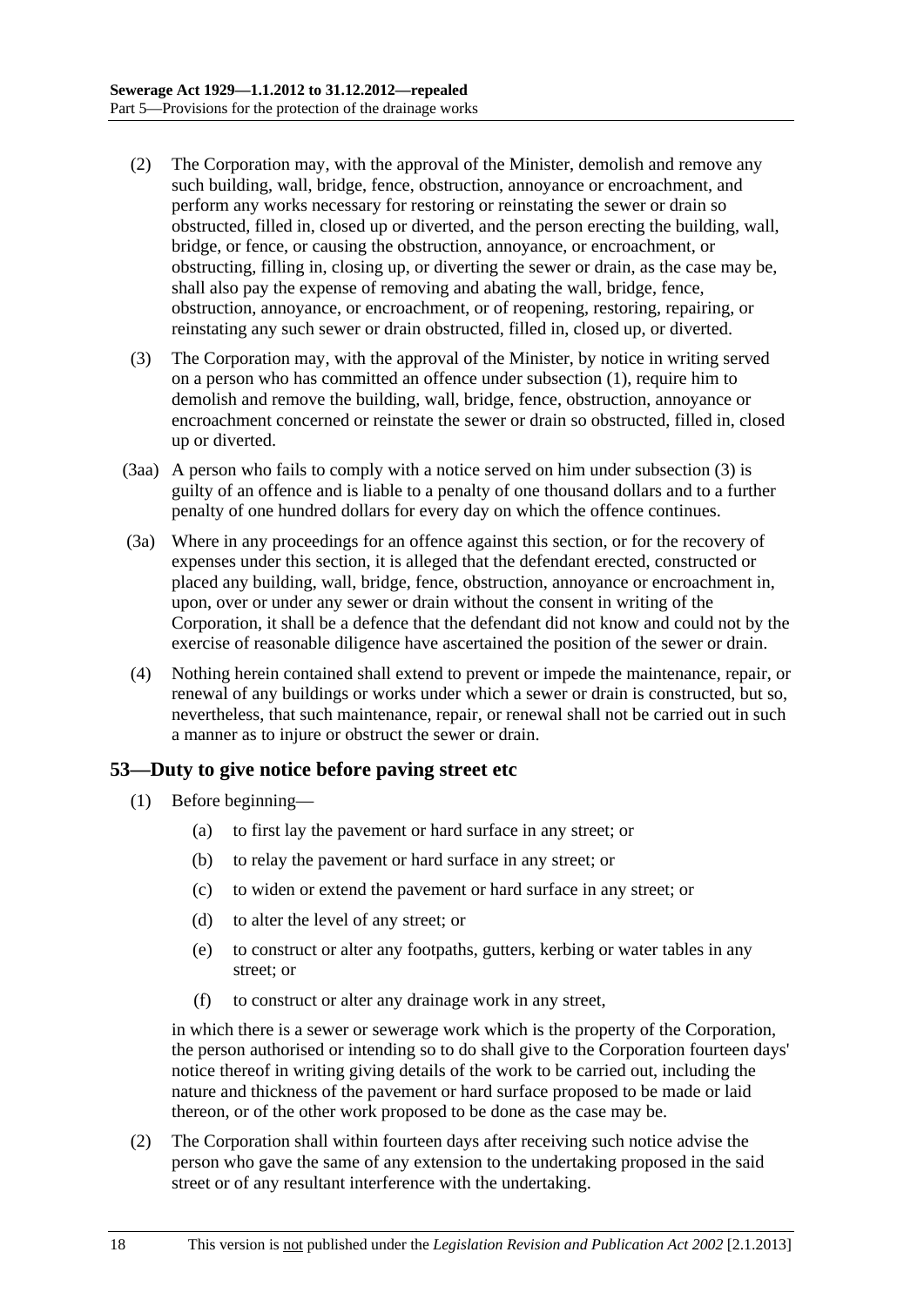(2) The Corporation may, with the approval of the Minister, demolish and remove any such building, wall, bridge, fence, obstruction, annoyance or encroachment, and perform any works necessary for restoring or reinstating the sewer or drain so obstructed, filled in, closed up or diverted, and the person erecting the building, wall, bridge, or fence, or causing the obstruction, annoyance, or encroachment, or obstructing, filling in, closing up, or diverting the sewer or drain, as the case may be, shall also pay the expense of removing and abating the wall, bridge, fence, obstruction, annoyance, or encroachment, or of reopening, restoring, repairing, or reinstating any such sewer or drain obstructed, filled in, closed up, or diverted.

(3) The Corporation may, with the approval of the Minister, by notice in writing served on a person who has committed an offence under subsection (1), require him to demolish and remove the building, wall, bridge, fence, obstruction, annoyance or encroachment concerned or reinstate the sewer or drain so obstructed, filled in, closed up or diverted.

(3aa) A person who fails to comply with a notice served on him under subsection (3) is guilty of an offence and is liable to a penalty of one thousand dollars and to a further penalty of one hundred dollars for every day on which the offence continues.

(3a) Where in any proceedings for an offence against this section, or for the recovery of expenses under this section, it is alleged that the defendant erected, constructed or placed any building, wall, bridge, fence, obstruction, annoyance or encroachment in, upon, over or under any sewer or drain without the consent in writing of the Corporation, it shall be a defence that the defendant did not know and could not by the exercise of reasonable diligence have ascertained the position of the sewer or drain.

(4) Nothing herein contained shall extend to prevent or impede the maintenance, repair, or renewal of any buildings or works under which a sewer or drain is constructed, but so, nevertheless, that such maintenance, repair, or renewal shall not be carried out in such a manner as to injure or obstruct the sewer or drain.

## 53—Duty to give notice before paving street etc

(1) Before beginning—

(a) to first lay the pavement or hard surface in any street; or

(b) to relay the pavement or hard surface in any street; or

(c) to widen or extend the pavement or hard surface in any street; or

(d) to alter the level of any street; or

(e) to construct or alter any footpaths, gutters, kerbing or water tables in any street; or

(f) to construct or alter any drainage work in any street,

in which there is a sewer or sewerage work which is the property of the Corporation, the person authorised or intending so to do shall give to the Corporation fourteen days' notice thereof in writing giving details of the work to be carried out, including the nature and thickness of the pavement or hard surface proposed to be made or laid thereon, or of the other work proposed to be done as the case may be.

(2) The Corporation shall within fourteen days after receiving such notice advise the person who gave the same of any extension to the undertaking proposed in the said street or of any resultant interference with the undertaking.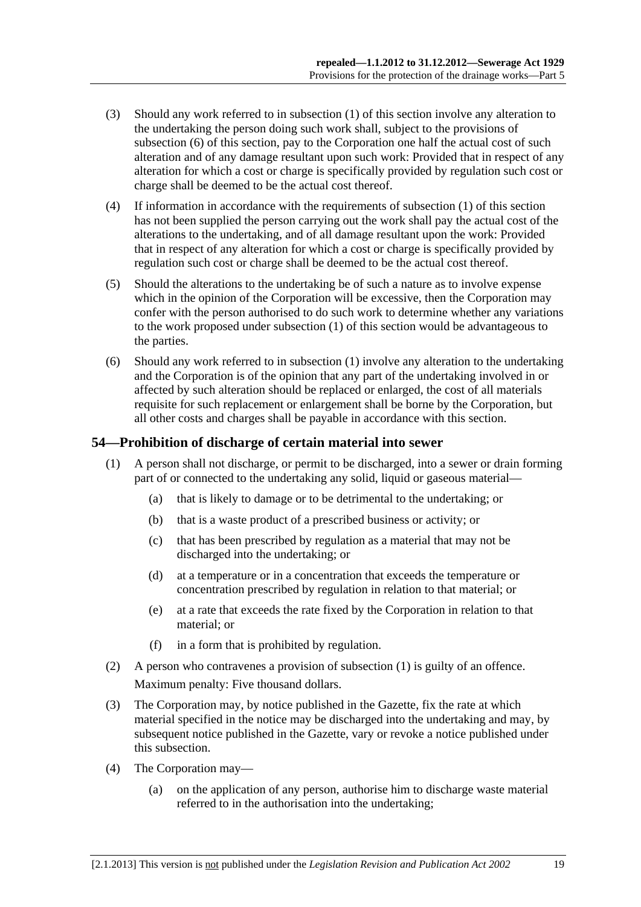(3) Should any work referred to in subsection (1) of this section involve any alteration to the undertaking the person doing such work shall, subject to the provisions of subsection (6) of this section, pay to the Corporation one half the actual cost of such alteration and of any damage resultant upon such work: Provided that in respect of any alteration for which a cost or charge is specifically provided by regulation such cost or charge shall be deemed to be the actual cost thereof.

(4) If information in accordance with the requirements of subsection (1) of this section has not been supplied the person carrying out the work shall pay the actual cost of the alterations to the undertaking, and of all damage resultant upon the work: Provided that in respect of any alteration for which a cost or charge is specifically provided by regulation such cost or charge shall be deemed to be the actual cost thereof.

(5) Should the alterations to the undertaking be of such a nature as to involve expense which in the opinion of the Corporation will be excessive, then the Corporation may confer with the person authorised to do such work to determine whether any variations to the work proposed under subsection (1) of this section would be advantageous to the parties.

(6) Should any work referred to in subsection (1) involve any alteration to the undertaking and the Corporation is of the opinion that any part of the undertaking involved in or affected by such alteration should be replaced or enlarged, the cost of all materials requisite for such replacement or enlargement shall be borne by the Corporation, but all other costs and charges shall be payable in accordance with this section.

## 54—Prohibition of discharge of certain material into sewer

(1) A person shall not discharge, or permit to be discharged, into a sewer or drain forming part of or connected to the undertaking any solid, liquid or gaseous material—

  (a) that is likely to damage or to be detrimental to the undertaking; or

  (b) that is a waste product of a prescribed business or activity; or

  (c) that has been prescribed by regulation as a material that may not be discharged into the undertaking; or

  (d) at a temperature or in a concentration that exceeds the temperature or concentration prescribed by regulation in relation to that material; or

  (e) at a rate that exceeds the rate fixed by the Corporation in relation to that material; or

  (f) in a form that is prohibited by regulation.

(2) A person who contravenes a provision of subsection (1) is guilty of an offence.

Maximum penalty: Five thousand dollars.

(3) The Corporation may, by notice published in the Gazette, fix the rate at which material specified in the notice may be discharged into the undertaking and may, by subsequent notice published in the Gazette, vary or revoke a notice published under this subsection.

(4) The Corporation may—

  (a) on the application of any person, authorise him to discharge waste material referred to in the authorisation into the undertaking;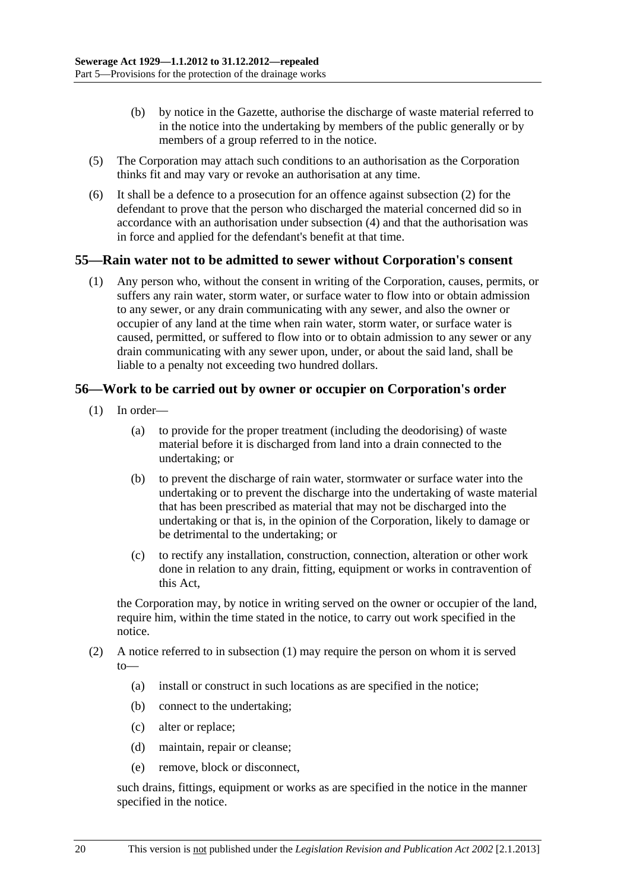(b) by notice in the Gazette, authorise the discharge of waste material referred to in the notice into the undertaking by members of the public generally or by members of a group referred to in the notice.

(5) The Corporation may attach such conditions to an authorisation as the Corporation thinks fit and may vary or revoke an authorisation at any time.

(6) It shall be a defence to a prosecution for an offence against subsection (2) for the defendant to prove that the person who discharged the material concerned did so in accordance with an authorisation under subsection (4) and that the authorisation was in force and applied for the defendant's benefit at that time.

## 55—Rain water not to be admitted to sewer without Corporation's consent

(1) Any person who, without the consent in writing of the Corporation, causes, permits, or suffers any rain water, storm water, or surface water to flow into or obtain admission to any sewer, or any drain communicating with any sewer, and also the owner or occupier of any land at the time when rain water, storm water, or surface water is caused, permitted, or suffered to flow into or to obtain admission to any sewer or any drain communicating with any sewer upon, under, or about the said land, shall be liable to a penalty not exceeding two hundred dollars.

## 56—Work to be carried out by owner or occupier on Corporation's order

(1) In order—

(a) to provide for the proper treatment (including the deodorising) of waste material before it is discharged from land into a drain connected to the undertaking; or

(b) to prevent the discharge of rain water, stormwater or surface water into the undertaking or to prevent the discharge into the undertaking of waste material that has been prescribed as material that may not be discharged into the undertaking or that is, in the opinion of the Corporation, likely to damage or be detrimental to the undertaking; or

(c) to rectify any installation, construction, connection, alteration or other work done in relation to any drain, fitting, equipment or works in contravention of this Act,

the Corporation may, by notice in writing served on the owner or occupier of the land, require him, within the time stated in the notice, to carry out work specified in the notice.

(2) A notice referred to in subsection (1) may require the person on whom it is served to—

(a) install or construct in such locations as are specified in the notice;

(b) connect to the undertaking;

(c) alter or replace;

(d) maintain, repair or cleanse;

(e) remove, block or disconnect,

such drains, fittings, equipment or works as are specified in the notice in the manner specified in the notice.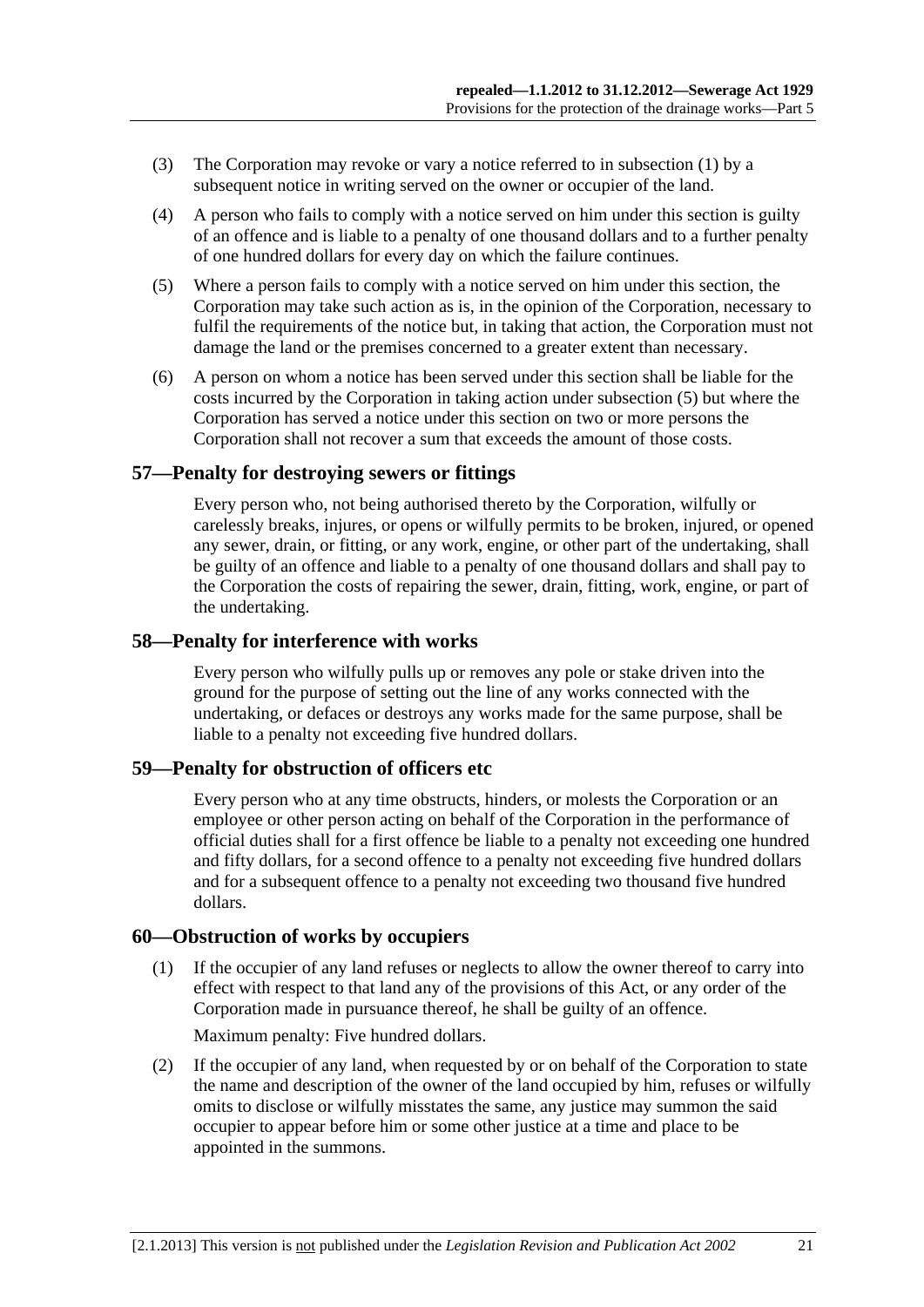(3) The Corporation may revoke or vary a notice referred to in subsection (1) by a subsequent notice in writing served on the owner or occupier of the land.

(4) A person who fails to comply with a notice served on him under this section is guilty of an offence and is liable to a penalty of one thousand dollars and to a further penalty of one hundred dollars for every day on which the failure continues.

(5) Where a person fails to comply with a notice served on him under this section, the Corporation may take such action as is, in the opinion of the Corporation, necessary to fulfil the requirements of the notice but, in taking that action, the Corporation must not damage the land or the premises concerned to a greater extent than necessary.

(6) A person on whom a notice has been served under this section shall be liable for the costs incurred by the Corporation in taking action under subsection (5) but where the Corporation has served a notice under this section on two or more persons the Corporation shall not recover a sum that exceeds the amount of those costs.

## 57—Penalty for destroying sewers or fittings

Every person who, not being authorised thereto by the Corporation, wilfully or carelessly breaks, injures, or opens or wilfully permits to be broken, injured, or opened any sewer, drain, or fitting, or any work, engine, or other part of the undertaking, shall be guilty of an offence and liable to a penalty of one thousand dollars and shall pay to the Corporation the costs of repairing the sewer, drain, fitting, work, engine, or part of the undertaking.

## 58—Penalty for interference with works

Every person who wilfully pulls up or removes any pole or stake driven into the ground for the purpose of setting out the line of any works connected with the undertaking, or defaces or destroys any works made for the same purpose, shall be liable to a penalty not exceeding five hundred dollars.

## 59—Penalty for obstruction of officers etc

Every person who at any time obstructs, hinders, or molests the Corporation or an employee or other person acting on behalf of the Corporation in the performance of official duties shall for a first offence be liable to a penalty not exceeding one hundred and fifty dollars, for a second offence to a penalty not exceeding five hundred dollars and for a subsequent offence to a penalty not exceeding two thousand five hundred dollars.

## 60—Obstruction of works by occupiers

(1) If the occupier of any land refuses or neglects to allow the owner thereof to carry into effect with respect to that land any of the provisions of this Act, or any order of the Corporation made in pursuance thereof, he shall be guilty of an offence.

Maximum penalty: Five hundred dollars.

(2) If the occupier of any land, when requested by or on behalf of the Corporation to state the name and description of the owner of the land occupied by him, refuses or wilfully omits to disclose or wilfully misstates the same, any justice may summon the said occupier to appear before him or some other justice at a time and place to be appointed in the summons.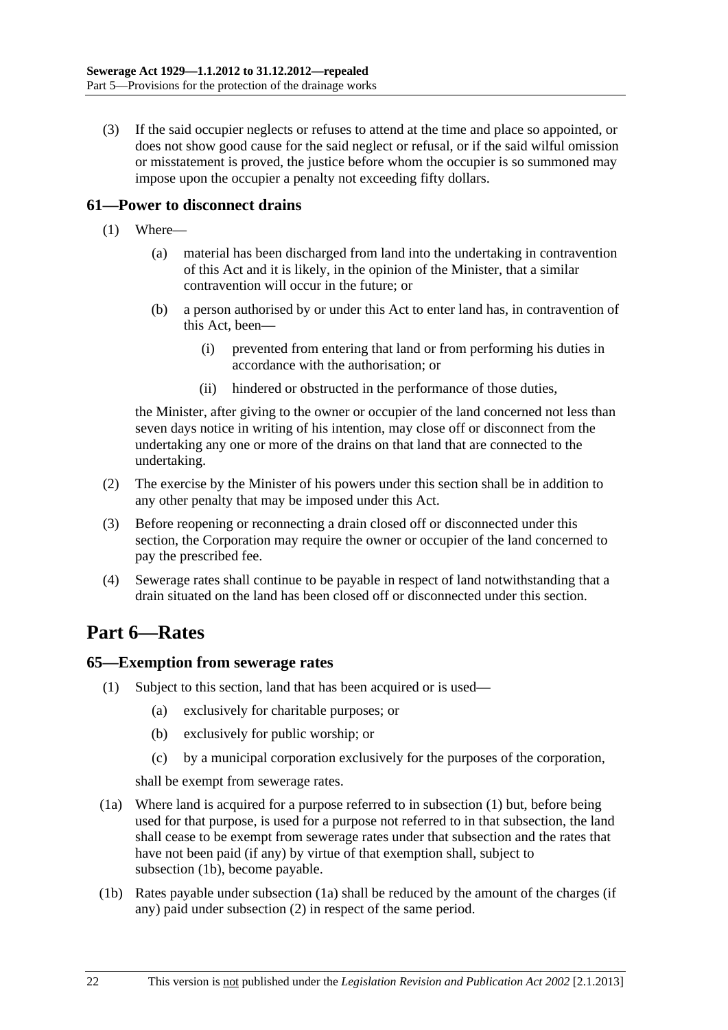(3) If the said occupier neglects or refuses to attend at the time and place so appointed, or does not show good cause for the said neglect or refusal, or if the said wilful omission or misstatement is proved, the justice before whom the occupier is so summoned may impose upon the occupier a penalty not exceeding fifty dollars.

### 61—Power to disconnect drains

(1) Where—

(a) material has been discharged from land into the undertaking in contravention of this Act and it is likely, in the opinion of the Minister, that a similar contravention will occur in the future; or

(b) a person authorised by or under this Act to enter land has, in contravention of this Act, been—

(i) prevented from entering that land or from performing his duties in accordance with the authorisation; or

(ii) hindered or obstructed in the performance of those duties,

the Minister, after giving to the owner or occupier of the land concerned not less than seven days notice in writing of his intention, may close off or disconnect from the undertaking any one or more of the drains on that land that are connected to the undertaking.

(2) The exercise by the Minister of his powers under this section shall be in addition to any other penalty that may be imposed under this Act.

(3) Before reopening or reconnecting a drain closed off or disconnected under this section, the Corporation may require the owner or occupier of the land concerned to pay the prescribed fee.

(4) Sewerage rates shall continue to be payable in respect of land notwithstanding that a drain situated on the land has been closed off or disconnected under this section.

## Part 6—Rates

### 65—Exemption from sewerage rates

(1) Subject to this section, land that has been acquired or is used—

(a) exclusively for charitable purposes; or

(b) exclusively for public worship; or

(c) by a municipal corporation exclusively for the purposes of the corporation,

shall be exempt from sewerage rates.

(1a) Where land is acquired for a purpose referred to in subsection (1) but, before being used for that purpose, is used for a purpose not referred to in that subsection, the land shall cease to be exempt from sewerage rates under that subsection and the rates that have not been paid (if any) by virtue of that exemption shall, subject to subsection (1b), become payable.

(1b) Rates payable under subsection (1a) shall be reduced by the amount of the charges (if any) paid under subsection (2) in respect of the same period.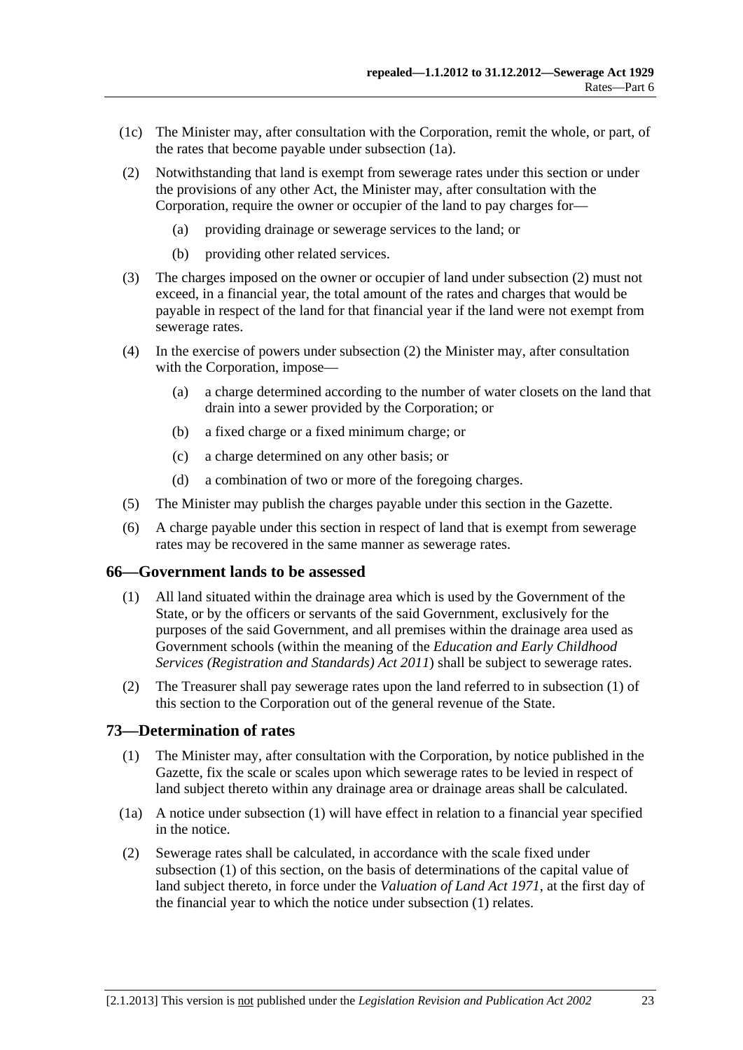(1c) The Minister may, after consultation with the Corporation, remit the whole, or part, of the rates that become payable under subsection (1a).

(2) Notwithstanding that land is exempt from sewerage rates under this section or under the provisions of any other Act, the Minister may, after consultation with the Corporation, require the owner or occupier of the land to pay charges for—

(a) providing drainage or sewerage services to the land; or

(b) providing other related services.

(3) The charges imposed on the owner or occupier of land under subsection (2) must not exceed, in a financial year, the total amount of the rates and charges that would be payable in respect of the land for that financial year if the land were not exempt from sewerage rates.

(4) In the exercise of powers under subsection (2) the Minister may, after consultation with the Corporation, impose—

(a) a charge determined according to the number of water closets on the land that drain into a sewer provided by the Corporation; or

(b) a fixed charge or a fixed minimum charge; or

(c) a charge determined on any other basis; or

(d) a combination of two or more of the foregoing charges.

(5) The Minister may publish the charges payable under this section in the Gazette.

(6) A charge payable under this section in respect of land that is exempt from sewerage rates may be recovered in the same manner as sewerage rates.

## 66—Government lands to be assessed

(1) All land situated within the drainage area which is used by the Government of the State, or by the officers or servants of the said Government, exclusively for the purposes of the said Government, and all premises within the drainage area used as Government schools (within the meaning of the *Education and Early Childhood Services (Registration and Standards) Act 2011*) shall be subject to sewerage rates.

(2) The Treasurer shall pay sewerage rates upon the land referred to in subsection (1) of this section to the Corporation out of the general revenue of the State.

## 73—Determination of rates

(1) The Minister may, after consultation with the Corporation, by notice published in the Gazette, fix the scale or scales upon which sewerage rates to be levied in respect of land subject thereto within any drainage area or drainage areas shall be calculated.

(1a) A notice under subsection (1) will have effect in relation to a financial year specified in the notice.

(2) Sewerage rates shall be calculated, in accordance with the scale fixed under subsection (1) of this section, on the basis of determinations of the capital value of land subject thereto, in force under the *Valuation of Land Act 1971*, at the first day of the financial year to which the notice under subsection (1) relates.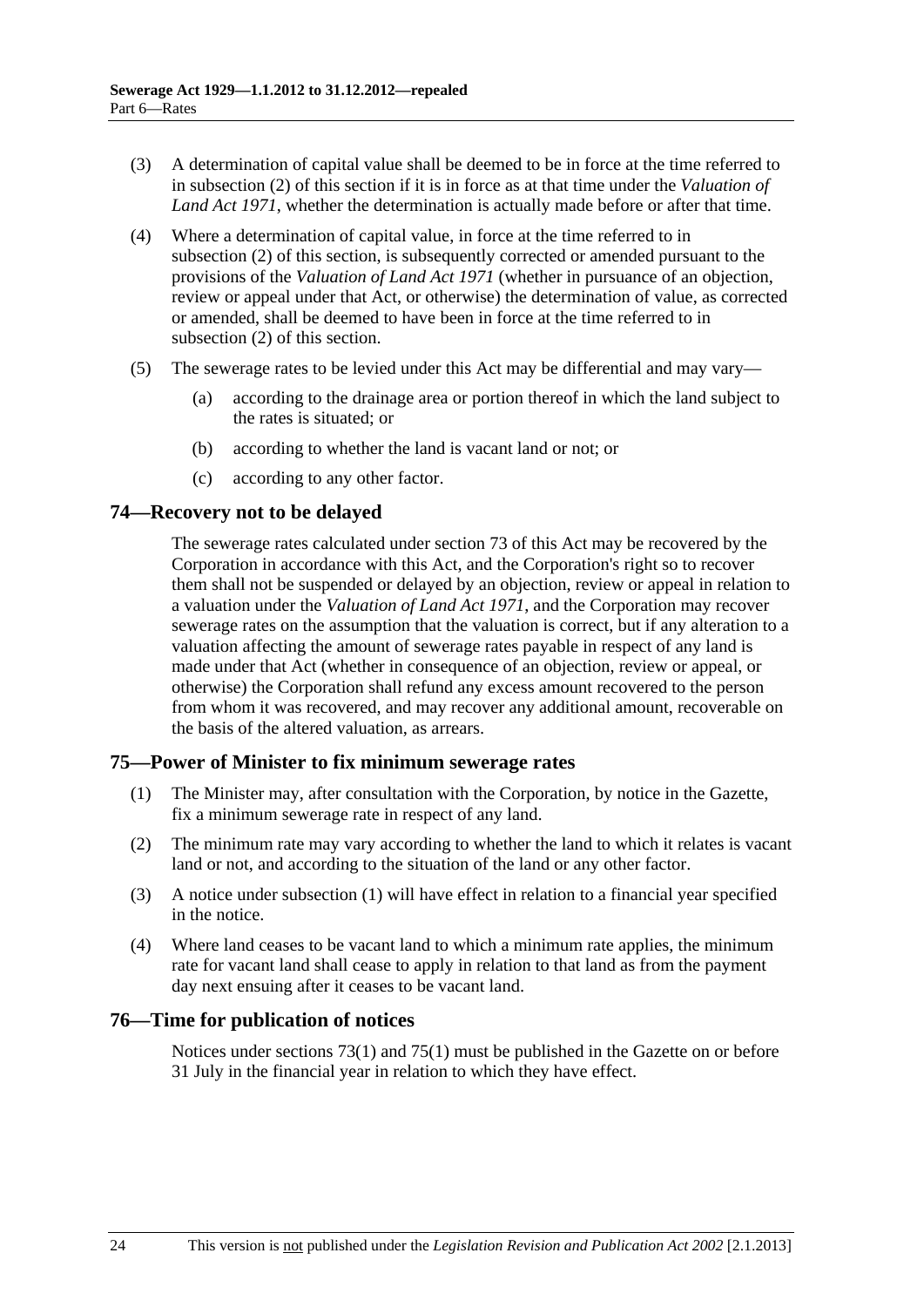(3) A determination of capital value shall be deemed to be in force at the time referred to in subsection (2) of this section if it is in force as at that time under the *Valuation of Land Act 1971*, whether the determination is actually made before or after that time.

(4) Where a determination of capital value, in force at the time referred to in subsection (2) of this section, is subsequently corrected or amended pursuant to the provisions of the *Valuation of Land Act 1971* (whether in pursuance of an objection, review or appeal under that Act, or otherwise) the determination of value, as corrected or amended, shall be deemed to have been in force at the time referred to in subsection (2) of this section.

(5) The sewerage rates to be levied under this Act may be differential and may vary—

(a) according to the drainage area or portion thereof in which the land subject to the rates is situated; or

(b) according to whether the land is vacant land or not; or

(c) according to any other factor.

## 74—Recovery not to be delayed

The sewerage rates calculated under section 73 of this Act may be recovered by the Corporation in accordance with this Act, and the Corporation's right so to recover them shall not be suspended or delayed by an objection, review or appeal in relation to a valuation under the *Valuation of Land Act 1971*, and the Corporation may recover sewerage rates on the assumption that the valuation is correct, but if any alteration to a valuation affecting the amount of sewerage rates payable in respect of any land is made under that Act (whether in consequence of an objection, review or appeal, or otherwise) the Corporation shall refund any excess amount recovered to the person from whom it was recovered, and may recover any additional amount, recoverable on the basis of the altered valuation, as arrears.

## 75—Power of Minister to fix minimum sewerage rates

(1) The Minister may, after consultation with the Corporation, by notice in the Gazette, fix a minimum sewerage rate in respect of any land.

(2) The minimum rate may vary according to whether the land to which it relates is vacant land or not, and according to the situation of the land or any other factor.

(3) A notice under subsection (1) will have effect in relation to a financial year specified in the notice.

(4) Where land ceases to be vacant land to which a minimum rate applies, the minimum rate for vacant land shall cease to apply in relation to that land as from the payment day next ensuing after it ceases to be vacant land.

## 76—Time for publication of notices

Notices under sections 73(1) and 75(1) must be published in the Gazette on or before 31 July in the financial year in relation to which they have effect.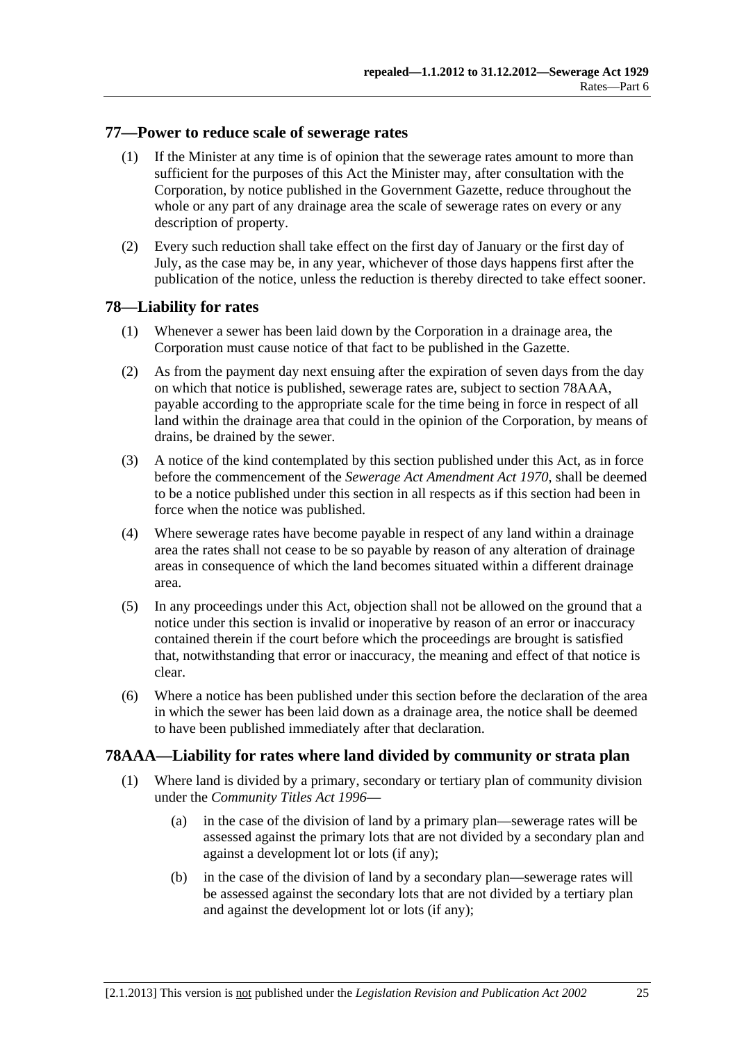## 77—Power to reduce scale of sewerage rates

(1) If the Minister at any time is of opinion that the sewerage rates amount to more than sufficient for the purposes of this Act the Minister may, after consultation with the Corporation, by notice published in the Government Gazette, reduce throughout the whole or any part of any drainage area the scale of sewerage rates on every or any description of property.

(2) Every such reduction shall take effect on the first day of January or the first day of July, as the case may be, in any year, whichever of those days happens first after the publication of the notice, unless the reduction is thereby directed to take effect sooner.

## 78—Liability for rates

(1) Whenever a sewer has been laid down by the Corporation in a drainage area, the Corporation must cause notice of that fact to be published in the Gazette.

(2) As from the payment day next ensuing after the expiration of seven days from the day on which that notice is published, sewerage rates are, subject to section 78AAA, payable according to the appropriate scale for the time being in force in respect of all land within the drainage area that could in the opinion of the Corporation, by means of drains, be drained by the sewer.

(3) A notice of the kind contemplated by this section published under this Act, as in force before the commencement of the *Sewerage Act Amendment Act 1970*, shall be deemed to be a notice published under this section in all respects as if this section had been in force when the notice was published.

(4) Where sewerage rates have become payable in respect of any land within a drainage area the rates shall not cease to be so payable by reason of any alteration of drainage areas in consequence of which the land becomes situated within a different drainage area.

(5) In any proceedings under this Act, objection shall not be allowed on the ground that a notice under this section is invalid or inoperative by reason of an error or inaccuracy contained therein if the court before which the proceedings are brought is satisfied that, notwithstanding that error or inaccuracy, the meaning and effect of that notice is clear.

(6) Where a notice has been published under this section before the declaration of the area in which the sewer has been laid down as a drainage area, the notice shall be deemed to have been published immediately after that declaration.

## 78AAA—Liability for rates where land divided by community or strata plan

(1) Where land is divided by a primary, secondary or tertiary plan of community division under the *Community Titles Act 1996*—

(a) in the case of the division of land by a primary plan—sewerage rates will be assessed against the primary lots that are not divided by a secondary plan and against a development lot or lots (if any);

(b) in the case of the division of land by a secondary plan—sewerage rates will be assessed against the secondary lots that are not divided by a tertiary plan and against the development lot or lots (if any);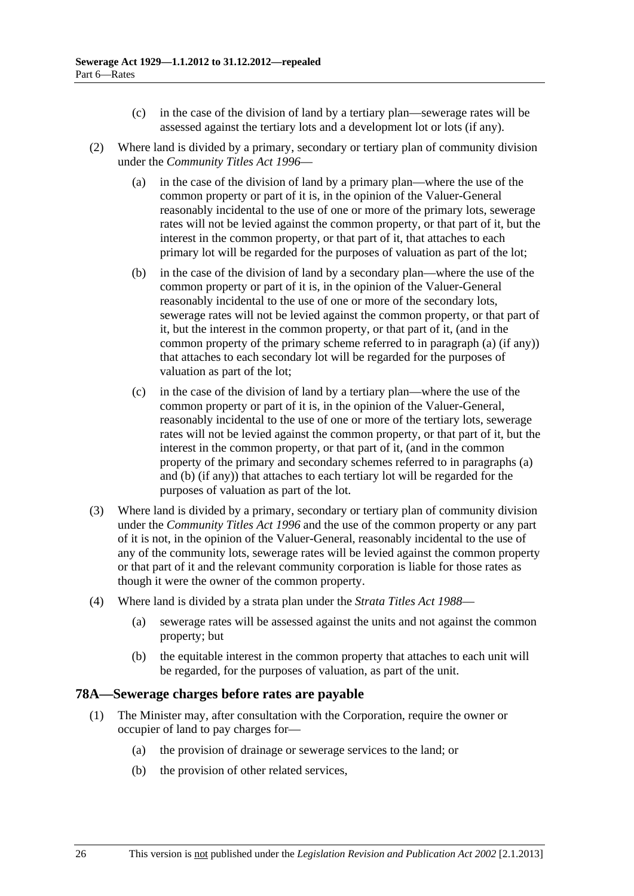(c) in the case of the division of land by a tertiary plan—sewerage rates will be assessed against the tertiary lots and a development lot or lots (if any).

(2) Where land is divided by a primary, secondary or tertiary plan of community division under the *Community Titles Act 1996*—

(a) in the case of the division of land by a primary plan—where the use of the common property or part of it is, in the opinion of the Valuer-General reasonably incidental to the use of one or more of the primary lots, sewerage rates will not be levied against the common property, or that part of it, but the interest in the common property, or that part of it, that attaches to each primary lot will be regarded for the purposes of valuation as part of the lot;

(b) in the case of the division of land by a secondary plan—where the use of the common property or part of it is, in the opinion of the Valuer-General reasonably incidental to the use of one or more of the secondary lots, sewerage rates will not be levied against the common property, or that part of it, but the interest in the common property, or that part of it, (and in the common property of the primary scheme referred to in paragraph (a) (if any)) that attaches to each secondary lot will be regarded for the purposes of valuation as part of the lot;

(c) in the case of the division of land by a tertiary plan—where the use of the common property or part of it is, in the opinion of the Valuer-General, reasonably incidental to the use of one or more of the tertiary lots, sewerage rates will not be levied against the common property, or that part of it, but the interest in the common property, or that part of it, (and in the common property of the primary and secondary schemes referred to in paragraphs (a) and (b) (if any)) that attaches to each tertiary lot will be regarded for the purposes of valuation as part of the lot.

(3) Where land is divided by a primary, secondary or tertiary plan of community division under the *Community Titles Act 1996* and the use of the common property or any part of it is not, in the opinion of the Valuer-General, reasonably incidental to the use of any of the community lots, sewerage rates will be levied against the common property or that part of it and the relevant community corporation is liable for those rates as though it were the owner of the common property.

(4) Where land is divided by a strata plan under the *Strata Titles Act 1988*—

(a) sewerage rates will be assessed against the units and not against the common property; but

(b) the equitable interest in the common property that attaches to each unit will be regarded, for the purposes of valuation, as part of the unit.

## 78A—Sewerage charges before rates are payable

(1) The Minister may, after consultation with the Corporation, require the owner or occupier of land to pay charges for—

(a) the provision of drainage or sewerage services to the land; or

(b) the provision of other related services,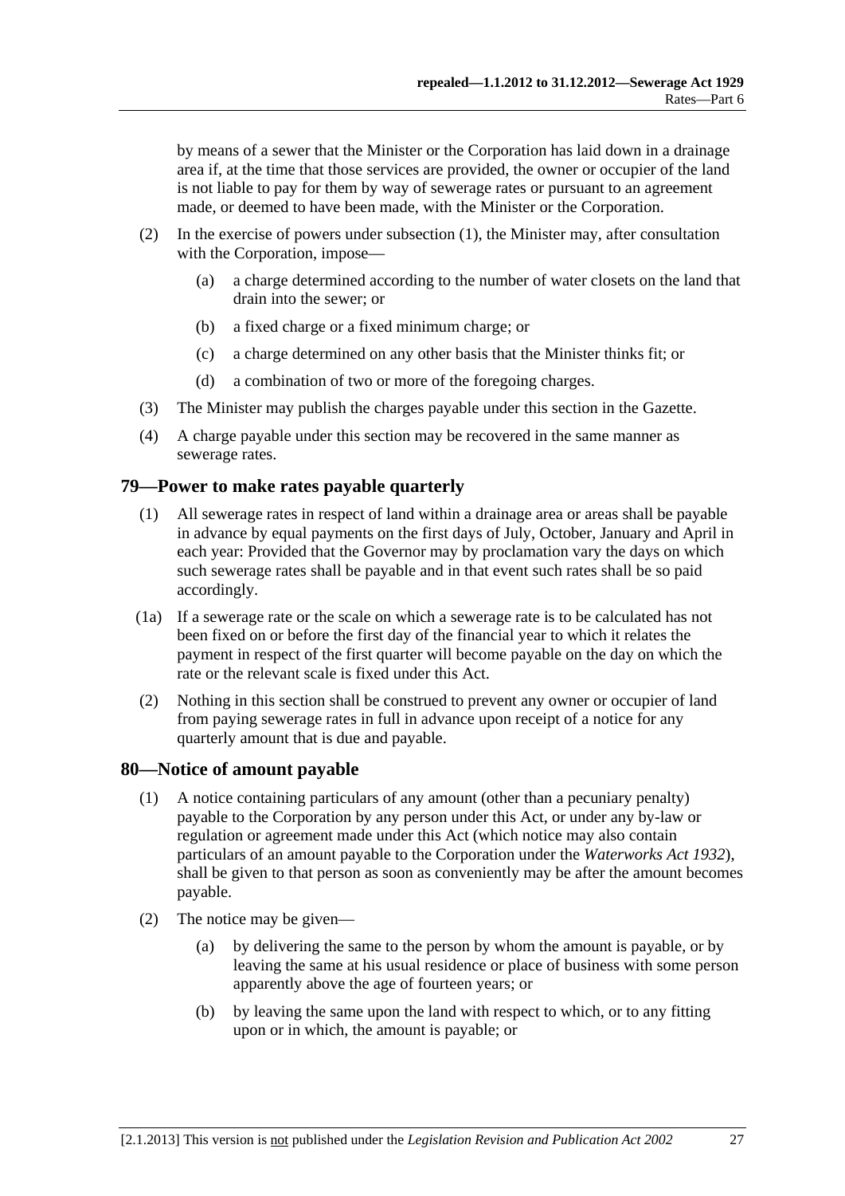by means of a sewer that the Minister or the Corporation has laid down in a drainage area if, at the time that those services are provided, the owner or occupier of the land is not liable to pay for them by way of sewerage rates or pursuant to an agreement made, or deemed to have been made, with the Minister or the Corporation.

(2) In the exercise of powers under subsection (1), the Minister may, after consultation with the Corporation, impose—

(a) a charge determined according to the number of water closets on the land that drain into the sewer; or

(b) a fixed charge or a fixed minimum charge; or

(c) a charge determined on any other basis that the Minister thinks fit; or

(d) a combination of two or more of the foregoing charges.

(3) The Minister may publish the charges payable under this section in the Gazette.

(4) A charge payable under this section may be recovered in the same manner as sewerage rates.

## 79—Power to make rates payable quarterly

(1) All sewerage rates in respect of land within a drainage area or areas shall be payable in advance by equal payments on the first days of July, October, January and April in each year: Provided that the Governor may by proclamation vary the days on which such sewerage rates shall be payable and in that event such rates shall be so paid accordingly.

(1a) If a sewerage rate or the scale on which a sewerage rate is to be calculated has not been fixed on or before the first day of the financial year to which it relates the payment in respect of the first quarter will become payable on the day on which the rate or the relevant scale is fixed under this Act.

(2) Nothing in this section shall be construed to prevent any owner or occupier of land from paying sewerage rates in full in advance upon receipt of a notice for any quarterly amount that is due and payable.

## 80—Notice of amount payable

(1) A notice containing particulars of any amount (other than a pecuniary penalty) payable to the Corporation by any person under this Act, or under any by-law or regulation or agreement made under this Act (which notice may also contain particulars of an amount payable to the Corporation under the *Waterworks Act 1932*), shall be given to that person as soon as conveniently may be after the amount becomes payable.

(2) The notice may be given—

(a) by delivering the same to the person by whom the amount is payable, or by leaving the same at his usual residence or place of business with some person apparently above the age of fourteen years; or

(b) by leaving the same upon the land with respect to which, or to any fitting upon or in which, the amount is payable; or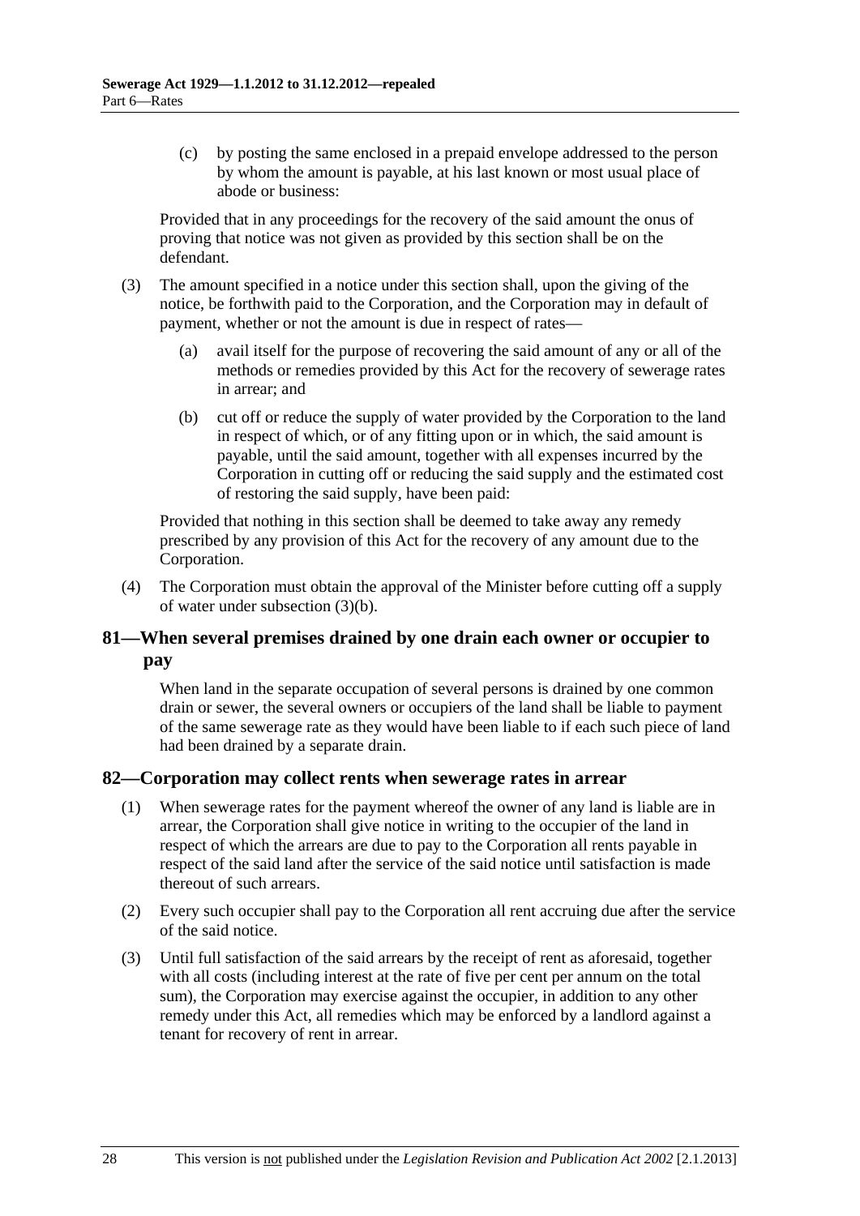(c) by posting the same enclosed in a prepaid envelope addressed to the person by whom the amount is payable, at his last known or most usual place of abode or business:

Provided that in any proceedings for the recovery of the said amount the onus of proving that notice was not given as provided by this section shall be on the defendant.

(3) The amount specified in a notice under this section shall, upon the giving of the notice, be forthwith paid to the Corporation, and the Corporation may in default of payment, whether or not the amount is due in respect of rates—

(a) avail itself for the purpose of recovering the said amount of any or all of the methods or remedies provided by this Act for the recovery of sewerage rates in arrear; and

(b) cut off or reduce the supply of water provided by the Corporation to the land in respect of which, or of any fitting upon or in which, the said amount is payable, until the said amount, together with all expenses incurred by the Corporation in cutting off or reducing the said supply and the estimated cost of restoring the said supply, have been paid:

Provided that nothing in this section shall be deemed to take away any remedy prescribed by any provision of this Act for the recovery of any amount due to the Corporation.

(4) The Corporation must obtain the approval of the Minister before cutting off a supply of water under subsection (3)(b).

## 81—When several premises drained by one drain each owner or occupier to pay

When land in the separate occupation of several persons is drained by one common drain or sewer, the several owners or occupiers of the land shall be liable to payment of the same sewerage rate as they would have been liable to if each such piece of land had been drained by a separate drain.

## 82—Corporation may collect rents when sewerage rates in arrear

(1) When sewerage rates for the payment whereof the owner of any land is liable are in arrear, the Corporation shall give notice in writing to the occupier of the land in respect of which the arrears are due to pay to the Corporation all rents payable in respect of the said land after the service of the said notice until satisfaction is made thereout of such arrears.

(2) Every such occupier shall pay to the Corporation all rent accruing due after the service of the said notice.

(3) Until full satisfaction of the said arrears by the receipt of rent as aforesaid, together with all costs (including interest at the rate of five per cent per annum on the total sum), the Corporation may exercise against the occupier, in addition to any other remedy under this Act, all remedies which may be enforced by a landlord against a tenant for recovery of rent in arrear.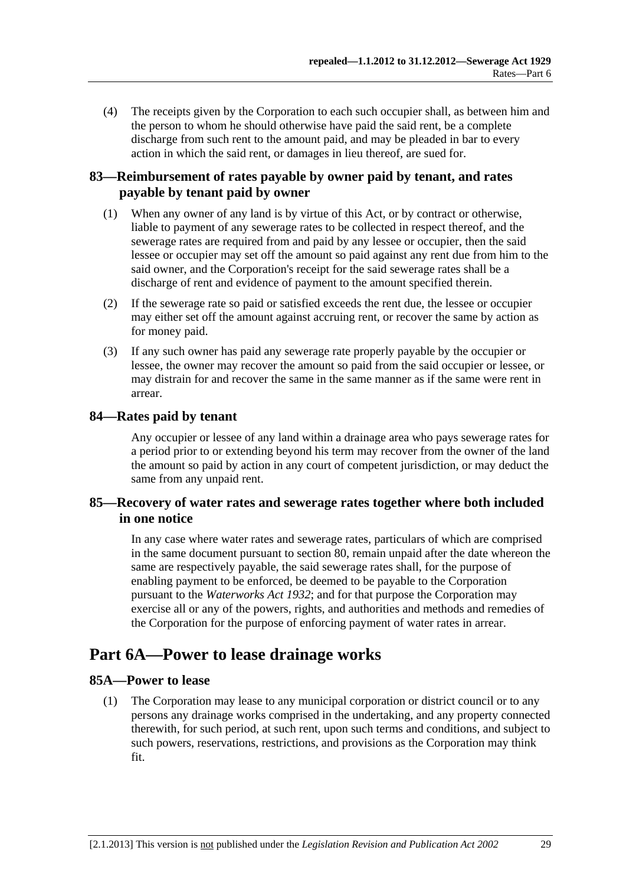(4) The receipts given by the Corporation to each such occupier shall, as between him and the person to whom he should otherwise have paid the said rent, be a complete discharge from such rent to the amount paid, and may be pleaded in bar to every action in which the said rent, or damages in lieu thereof, are sued for.

### 83—Reimbursement of rates payable by owner paid by tenant, and rates payable by tenant paid by owner

(1) When any owner of any land is by virtue of this Act, or by contract or otherwise, liable to payment of any sewerage rates to be collected in respect thereof, and the sewerage rates are required from and paid by any lessee or occupier, then the said lessee or occupier may set off the amount so paid against any rent due from him to the said owner, and the Corporation's receipt for the said sewerage rates shall be a discharge of rent and evidence of payment to the amount specified therein.

(2) If the sewerage rate so paid or satisfied exceeds the rent due, the lessee or occupier may either set off the amount against accruing rent, or recover the same by action as for money paid.

(3) If any such owner has paid any sewerage rate properly payable by the occupier or lessee, the owner may recover the amount so paid from the said occupier or lessee, or may distrain for and recover the same in the same manner as if the same were rent in arrear.

### 84—Rates paid by tenant

Any occupier or lessee of any land within a drainage area who pays sewerage rates for a period prior to or extending beyond his term may recover from the owner of the land the amount so paid by action in any court of competent jurisdiction, or may deduct the same from any unpaid rent.

### 85—Recovery of water rates and sewerage rates together where both included in one notice

In any case where water rates and sewerage rates, particulars of which are comprised in the same document pursuant to section 80, remain unpaid after the date whereon the same are respectively payable, the said sewerage rates shall, for the purpose of enabling payment to be enforced, be deemed to be payable to the Corporation pursuant to the *Waterworks Act 1932*; and for that purpose the Corporation may exercise all or any of the powers, rights, and authorities and methods and remedies of the Corporation for the purpose of enforcing payment of water rates in arrear.

## Part 6A—Power to lease drainage works

### 85A—Power to lease

(1) The Corporation may lease to any municipal corporation or district council or to any persons any drainage works comprised in the undertaking, and any property connected therewith, for such period, at such rent, upon such terms and conditions, and subject to such powers, reservations, restrictions, and provisions as the Corporation may think fit.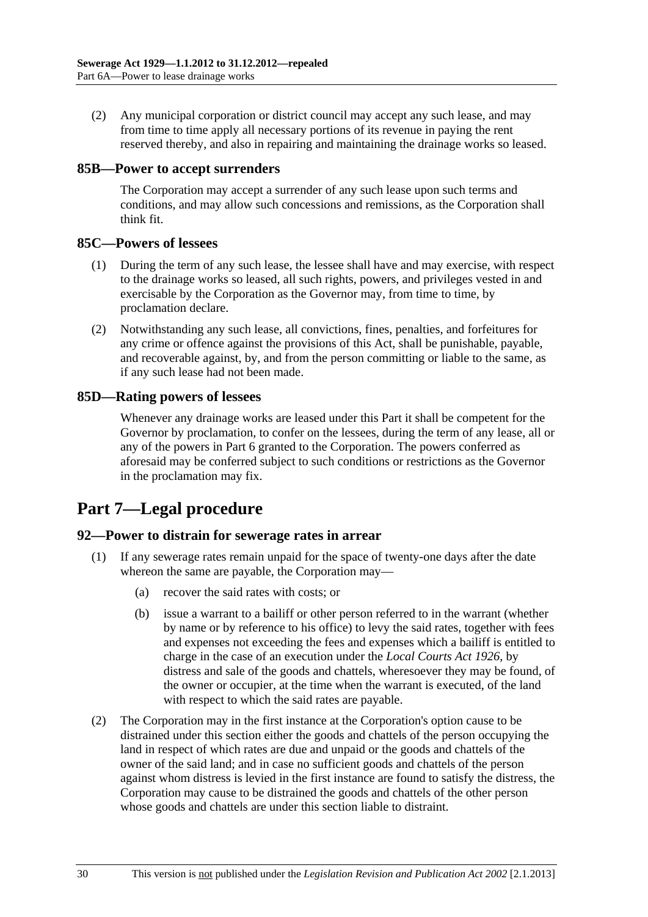(2) Any municipal corporation or district council may accept any such lease, and may from time to time apply all necessary portions of its revenue in paying the rent reserved thereby, and also in repairing and maintaining the drainage works so leased.

### 85B—Power to accept surrenders

The Corporation may accept a surrender of any such lease upon such terms and conditions, and may allow such concessions and remissions, as the Corporation shall think fit.

### 85C—Powers of lessees

(1) During the term of any such lease, the lessee shall have and may exercise, with respect to the drainage works so leased, all such rights, powers, and privileges vested in and exercisable by the Corporation as the Governor may, from time to time, by proclamation declare.

(2) Notwithstanding any such lease, all convictions, fines, penalties, and forfeitures for any crime or offence against the provisions of this Act, shall be punishable, payable, and recoverable against, by, and from the person committing or liable to the same, as if any such lease had not been made.

### 85D—Rating powers of lessees

Whenever any drainage works are leased under this Part it shall be competent for the Governor by proclamation, to confer on the lessees, during the term of any lease, all or any of the powers in Part 6 granted to the Corporation. The powers conferred as aforesaid may be conferred subject to such conditions or restrictions as the Governor in the proclamation may fix.

## Part 7—Legal procedure

### 92—Power to distrain for sewerage rates in arrear

(1) If any sewerage rates remain unpaid for the space of twenty-one days after the date whereon the same are payable, the Corporation may—

(a) recover the said rates with costs; or

(b) issue a warrant to a bailiff or other person referred to in the warrant (whether by name or by reference to his office) to levy the said rates, together with fees and expenses not exceeding the fees and expenses which a bailiff is entitled to charge in the case of an execution under the *Local Courts Act 1926*, by distress and sale of the goods and chattels, wheresoever they may be found, of the owner or occupier, at the time when the warrant is executed, of the land with respect to which the said rates are payable.

(2) The Corporation may in the first instance at the Corporation's option cause to be distrained under this section either the goods and chattels of the person occupying the land in respect of which rates are due and unpaid or the goods and chattels of the owner of the said land; and in case no sufficient goods and chattels of the person against whom distress is levied in the first instance are found to satisfy the distress, the Corporation may cause to be distrained the goods and chattels of the other person whose goods and chattels are under this section liable to distraint.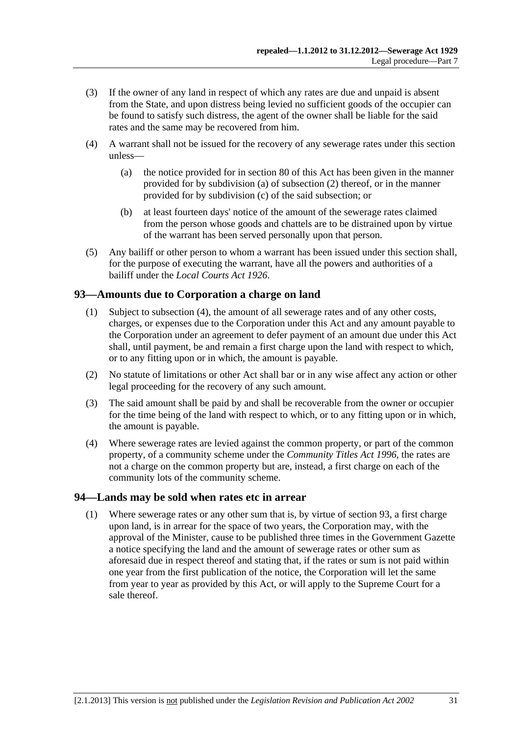(3) If the owner of any land in respect of which any rates are due and unpaid is absent from the State, and upon distress being levied no sufficient goods of the occupier can be found to satisfy such distress, the agent of the owner shall be liable for the said rates and the same may be recovered from him.

(4) A warrant shall not be issued for the recovery of any sewerage rates under this section unless—

(a) the notice provided for in section 80 of this Act has been given in the manner provided for by subdivision (a) of subsection (2) thereof, or in the manner provided for by subdivision (c) of the said subsection; or

(b) at least fourteen days' notice of the amount of the sewerage rates claimed from the person whose goods and chattels are to be distrained upon by virtue of the warrant has been served personally upon that person.

(5) Any bailiff or other person to whom a warrant has been issued under this section shall, for the purpose of executing the warrant, have all the powers and authorities of a bailiff under the *Local Courts Act 1926*.

## 93—Amounts due to Corporation a charge on land

(1) Subject to subsection (4), the amount of all sewerage rates and of any other costs, charges, or expenses due to the Corporation under this Act and any amount payable to the Corporation under an agreement to defer payment of an amount due under this Act shall, until payment, be and remain a first charge upon the land with respect to which, or to any fitting upon or in which, the amount is payable.

(2) No statute of limitations or other Act shall bar or in any wise affect any action or other legal proceeding for the recovery of any such amount.

(3) The said amount shall be paid by and shall be recoverable from the owner or occupier for the time being of the land with respect to which, or to any fitting upon or in which, the amount is payable.

(4) Where sewerage rates are levied against the common property, or part of the common property, of a community scheme under the *Community Titles Act 1996*, the rates are not a charge on the common property but are, instead, a first charge on each of the community lots of the community scheme.

## 94—Lands may be sold when rates etc in arrear

(1) Where sewerage rates or any other sum that is, by virtue of section 93, a first charge upon land, is in arrear for the space of two years, the Corporation may, with the approval of the Minister, cause to be published three times in the Government Gazette a notice specifying the land and the amount of sewerage rates or other sum as aforesaid due in respect thereof and stating that, if the rates or sum is not paid within one year from the first publication of the notice, the Corporation will let the same from year to year as provided by this Act, or will apply to the Supreme Court for a sale thereof.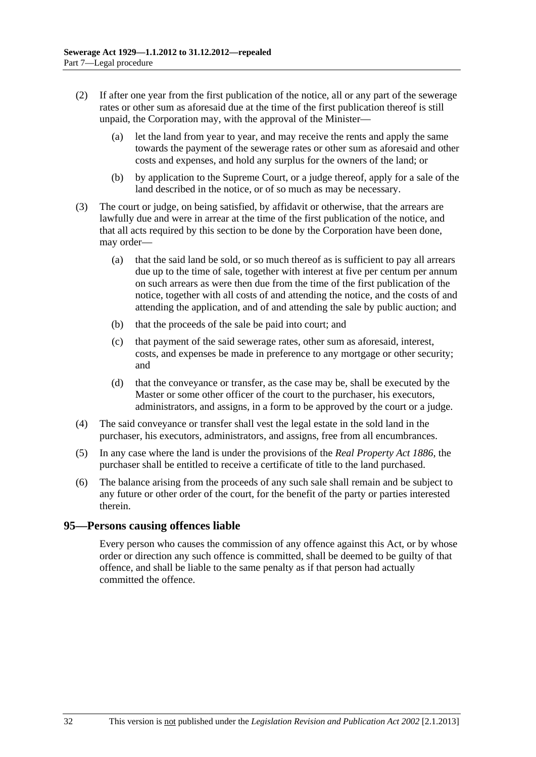(2) If after one year from the first publication of the notice, all or any part of the sewerage rates or other sum as aforesaid due at the time of the first publication thereof is still unpaid, the Corporation may, with the approval of the Minister—

(a) let the land from year to year, and may receive the rents and apply the same towards the payment of the sewerage rates or other sum as aforesaid and other costs and expenses, and hold any surplus for the owners of the land; or

(b) by application to the Supreme Court, or a judge thereof, apply for a sale of the land described in the notice, or of so much as may be necessary.

(3) The court or judge, on being satisfied, by affidavit or otherwise, that the arrears are lawfully due and were in arrear at the time of the first publication of the notice, and that all acts required by this section to be done by the Corporation have been done, may order—

(a) that the said land be sold, or so much thereof as is sufficient to pay all arrears due up to the time of sale, together with interest at five per centum per annum on such arrears as were then due from the time of the first publication of the notice, together with all costs of and attending the notice, and the costs of and attending the application, and of and attending the sale by public auction; and

(b) that the proceeds of the sale be paid into court; and

(c) that payment of the said sewerage rates, other sum as aforesaid, interest, costs, and expenses be made in preference to any mortgage or other security; and

(d) that the conveyance or transfer, as the case may be, shall be executed by the Master or some other officer of the court to the purchaser, his executors, administrators, and assigns, in a form to be approved by the court or a judge.

(4) The said conveyance or transfer shall vest the legal estate in the sold land in the purchaser, his executors, administrators, and assigns, free from all encumbrances.

(5) In any case where the land is under the provisions of the *Real Property Act 1886*, the purchaser shall be entitled to receive a certificate of title to the land purchased.

(6) The balance arising from the proceeds of any such sale shall remain and be subject to any future or other order of the court, for the benefit of the party or parties interested therein.

## 95—Persons causing offences liable

Every person who causes the commission of any offence against this Act, or by whose order or direction any such offence is committed, shall be deemed to be guilty of that offence, and shall be liable to the same penalty as if that person had actually committed the offence.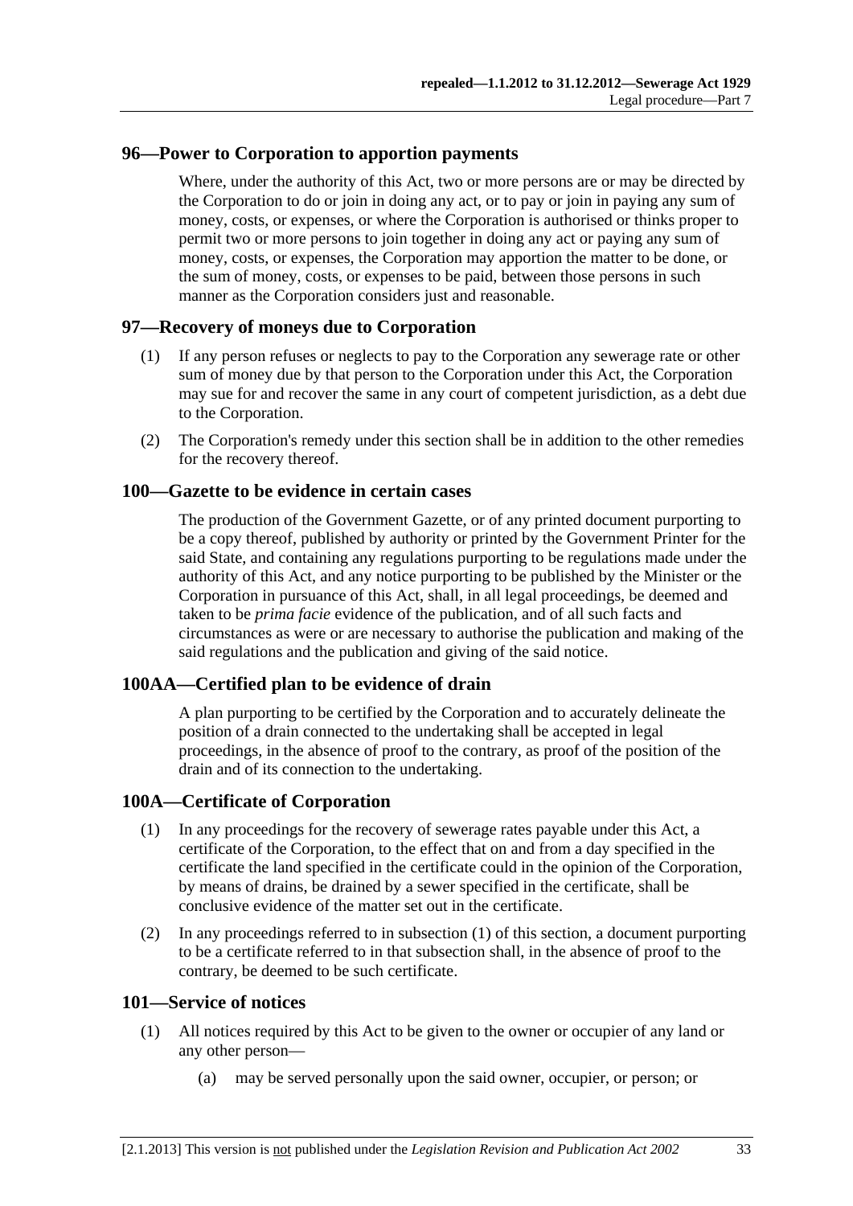## 96—Power to Corporation to apportion payments

Where, under the authority of this Act, two or more persons are or may be directed by the Corporation to do or join in doing any act, or to pay or join in paying any sum of money, costs, or expenses, or where the Corporation is authorised or thinks proper to permit two or more persons to join together in doing any act or paying any sum of money, costs, or expenses, the Corporation may apportion the matter to be done, or the sum of money, costs, or expenses to be paid, between those persons in such manner as the Corporation considers just and reasonable.

## 97—Recovery of moneys due to Corporation

(1) If any person refuses or neglects to pay to the Corporation any sewerage rate or other sum of money due by that person to the Corporation under this Act, the Corporation may sue for and recover the same in any court of competent jurisdiction, as a debt due to the Corporation.

(2) The Corporation's remedy under this section shall be in addition to the other remedies for the recovery thereof.

## 100—Gazette to be evidence in certain cases

The production of the Government Gazette, or of any printed document purporting to be a copy thereof, published by authority or printed by the Government Printer for the said State, and containing any regulations purporting to be regulations made under the authority of this Act, and any notice purporting to be published by the Minister or the Corporation in pursuance of this Act, shall, in all legal proceedings, be deemed and taken to be *prima facie* evidence of the publication, and of all such facts and circumstances as were or are necessary to authorise the publication and making of the said regulations and the publication and giving of the said notice.

## 100AA—Certified plan to be evidence of drain

A plan purporting to be certified by the Corporation and to accurately delineate the position of a drain connected to the undertaking shall be accepted in legal proceedings, in the absence of proof to the contrary, as proof of the position of the drain and of its connection to the undertaking.

## 100A—Certificate of Corporation

(1) In any proceedings for the recovery of sewerage rates payable under this Act, a certificate of the Corporation, to the effect that on and from a day specified in the certificate the land specified in the certificate could in the opinion of the Corporation, by means of drains, be drained by a sewer specified in the certificate, shall be conclusive evidence of the matter set out in the certificate.

(2) In any proceedings referred to in subsection (1) of this section, a document purporting to be a certificate referred to in that subsection shall, in the absence of proof to the contrary, be deemed to be such certificate.

## 101—Service of notices

(1) All notices required by this Act to be given to the owner or occupier of any land or any other person—

(a) may be served personally upon the said owner, occupier, or person; or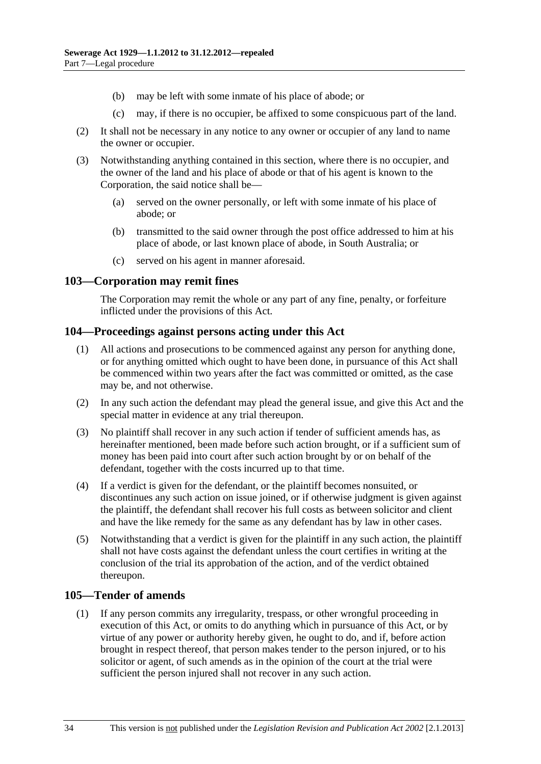(b) may be left with some inmate of his place of abode; or

(c) may, if there is no occupier, be affixed to some conspicuous part of the land.

(2) It shall not be necessary in any notice to any owner or occupier of any land to name the owner or occupier.

(3) Notwithstanding anything contained in this section, where there is no occupier, and the owner of the land and his place of abode or that of his agent is known to the Corporation, the said notice shall be—

(a) served on the owner personally, or left with some inmate of his place of abode; or

(b) transmitted to the said owner through the post office addressed to him at his place of abode, or last known place of abode, in South Australia; or

(c) served on his agent in manner aforesaid.

## 103—Corporation may remit fines

The Corporation may remit the whole or any part of any fine, penalty, or forfeiture inflicted under the provisions of this Act.

## 104—Proceedings against persons acting under this Act

(1) All actions and prosecutions to be commenced against any person for anything done, or for anything omitted which ought to have been done, in pursuance of this Act shall be commenced within two years after the fact was committed or omitted, as the case may be, and not otherwise.

(2) In any such action the defendant may plead the general issue, and give this Act and the special matter in evidence at any trial thereupon.

(3) No plaintiff shall recover in any such action if tender of sufficient amends has, as hereinafter mentioned, been made before such action brought, or if a sufficient sum of money has been paid into court after such action brought by or on behalf of the defendant, together with the costs incurred up to that time.

(4) If a verdict is given for the defendant, or the plaintiff becomes nonsuited, or discontinues any such action on issue joined, or if otherwise judgment is given against the plaintiff, the defendant shall recover his full costs as between solicitor and client and have the like remedy for the same as any defendant has by law in other cases.

(5) Notwithstanding that a verdict is given for the plaintiff in any such action, the plaintiff shall not have costs against the defendant unless the court certifies in writing at the conclusion of the trial its approbation of the action, and of the verdict obtained thereupon.

## 105—Tender of amends

(1) If any person commits any irregularity, trespass, or other wrongful proceeding in execution of this Act, or omits to do anything which in pursuance of this Act, or by virtue of any power or authority hereby given, he ought to do, and if, before action brought in respect thereof, that person makes tender to the person injured, or to his solicitor or agent, of such amends as in the opinion of the court at the trial were sufficient the person injured shall not recover in any such action.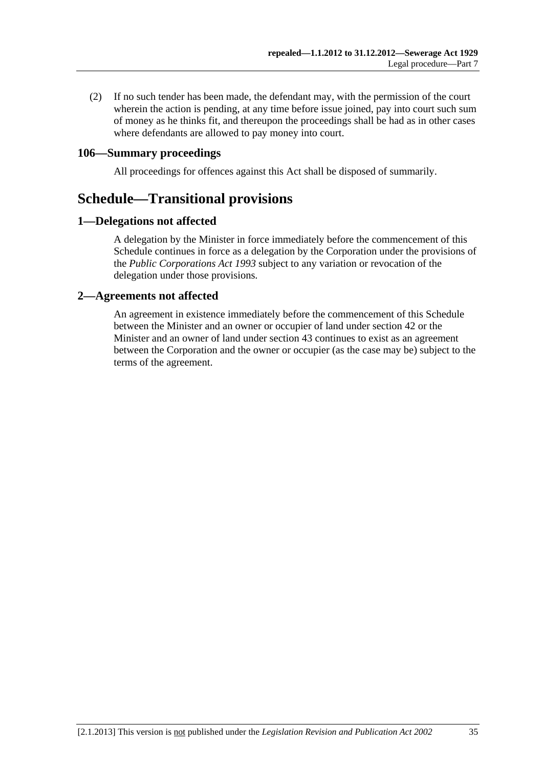(2) If no such tender has been made, the defendant may, with the permission of the court wherein the action is pending, at any time before issue joined, pay into court such sum of money as he thinks fit, and thereupon the proceedings shall be had as in other cases where defendants are allowed to pay money into court.

### 106—Summary proceedings

All proceedings for offences against this Act shall be disposed of summarily.

## Schedule—Transitional provisions

### 1—Delegations not affected

A delegation by the Minister in force immediately before the commencement of this Schedule continues in force as a delegation by the Corporation under the provisions of the *Public Corporations Act 1993* subject to any variation or revocation of the delegation under those provisions.

### 2—Agreements not affected

An agreement in existence immediately before the commencement of this Schedule between the Minister and an owner or occupier of land under section 42 or the Minister and an owner of land under section 43 continues to exist as an agreement between the Corporation and the owner or occupier (as the case may be) subject to the terms of the agreement.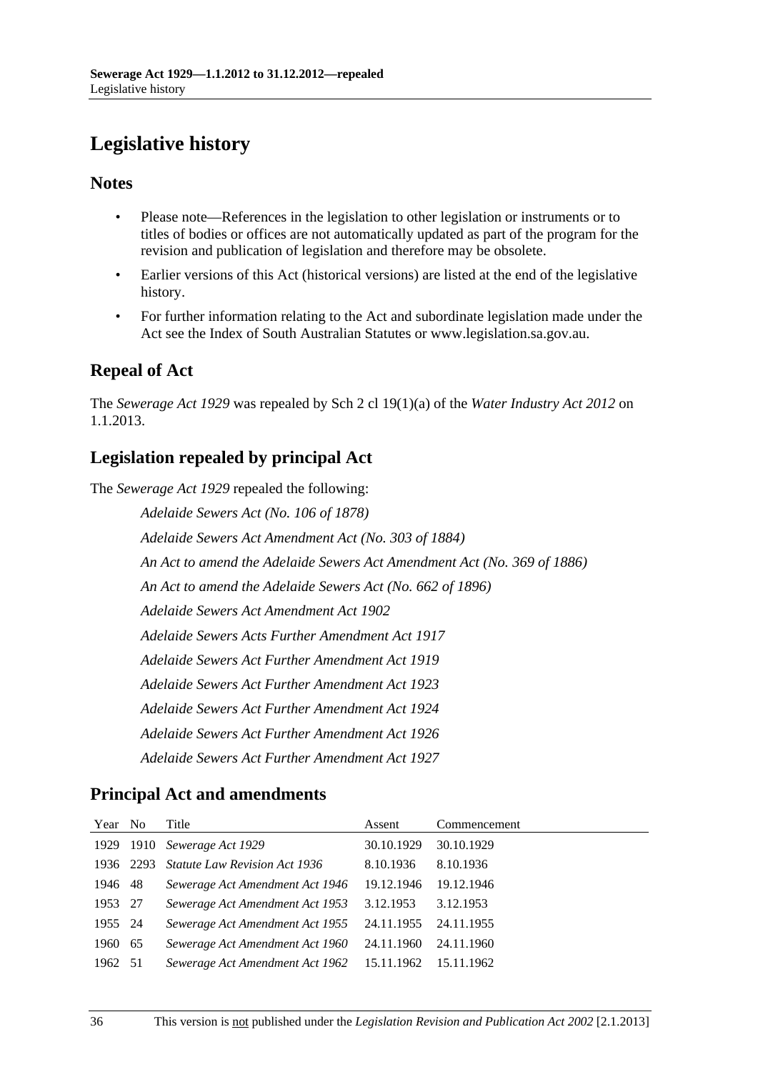# Legislative history

## Notes

- Please note—References in the legislation to other legislation or instruments or to titles of bodies or offices are not automatically updated as part of the program for the revision and publication of legislation and therefore may be obsolete.
- Earlier versions of this Act (historical versions) are listed at the end of the legislative history.
- For further information relating to the Act and subordinate legislation made under the Act see the Index of South Australian Statutes or www.legislation.sa.gov.au.

## Repeal of Act

The *Sewerage Act 1929* was repealed by Sch 2 cl 19(1)(a) of the *Water Industry Act 2012* on 1.1.2013.

## Legislation repealed by principal Act

The *Sewerage Act 1929* repealed the following:

*Adelaide Sewers Act (No. 106 of 1878)*

*Adelaide Sewers Act Amendment Act (No. 303 of 1884)*

*An Act to amend the Adelaide Sewers Act Amendment Act (No. 369 of 1886)*

*An Act to amend the Adelaide Sewers Act (No. 662 of 1896)*

*Adelaide Sewers Act Amendment Act 1902*

*Adelaide Sewers Acts Further Amendment Act 1917*

*Adelaide Sewers Act Further Amendment Act 1919*

*Adelaide Sewers Act Further Amendment Act 1923*

*Adelaide Sewers Act Further Amendment Act 1924*

*Adelaide Sewers Act Further Amendment Act 1926*

*Adelaide Sewers Act Further Amendment Act 1927*

## Principal Act and amendments

| Year | No | Title | Assent | Commencement |
|---|---|---|---|---|
| 1929 | 1910 | *Sewerage Act 1929* | 30.10.1929 | 30.10.1929 |
| 1936 | 2293 | *Statute Law Revision Act 1936* | 8.10.1936 | 8.10.1936 |
| 1946 | 48 | *Sewerage Act Amendment Act 1946* | 19.12.1946 | 19.12.1946 |
| 1953 | 27 | *Sewerage Act Amendment Act 1953* | 3.12.1953 | 3.12.1953 |
| 1955 | 24 | *Sewerage Act Amendment Act 1955* | 24.11.1955 | 24.11.1955 |
| 1960 | 65 | *Sewerage Act Amendment Act 1960* | 24.11.1960 | 24.11.1960 |
| 1962 | 51 | *Sewerage Act Amendment Act 1962* | 15.11.1962 | 15.11.1962 |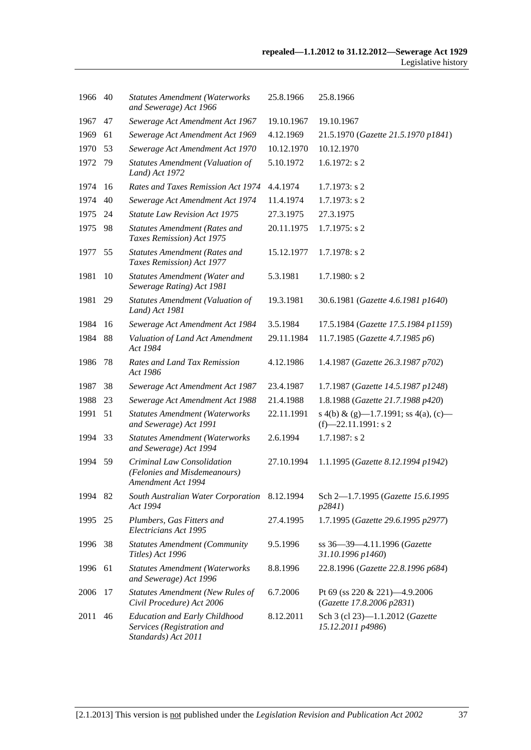| | | | | |
|---|---|---|---|---|
| 1966 | 40 | *Statutes Amendment (Waterworks and Sewerage) Act 1966* | 25.8.1966 | 25.8.1966 |
| 1967 | 47 | *Sewerage Act Amendment Act 1967* | 19.10.1967 | 19.10.1967 |
| 1969 | 61 | *Sewerage Act Amendment Act 1969* | 4.12.1969 | 21.5.1970 (*Gazette 21.5.1970 p1841*) |
| 1970 | 53 | *Sewerage Act Amendment Act 1970* | 10.12.1970 | 10.12.1970 |
| 1972 | 79 | *Statutes Amendment (Valuation of Land) Act 1972* | 5.10.1972 | 1.6.1972: s 2 |
| 1974 | 16 | *Rates and Taxes Remission Act 1974* | 4.4.1974 | 1.7.1973: s 2 |
| 1974 | 40 | *Sewerage Act Amendment Act 1974* | 11.4.1974 | 1.7.1973: s 2 |
| 1975 | 24 | *Statute Law Revision Act 1975* | 27.3.1975 | 27.3.1975 |
| 1975 | 98 | *Statutes Amendment (Rates and Taxes Remission) Act 1975* | 20.11.1975 | 1.7.1975: s 2 |
| 1977 | 55 | *Statutes Amendment (Rates and Taxes Remission) Act 1977* | 15.12.1977 | 1.7.1978: s 2 |
| 1981 | 10 | *Statutes Amendment (Water and Sewerage Rating) Act 1981* | 5.3.1981 | 1.7.1980: s 2 |
| 1981 | 29 | *Statutes Amendment (Valuation of Land) Act 1981* | 19.3.1981 | 30.6.1981 (*Gazette 4.6.1981 p1640*) |
| 1984 | 16 | *Sewerage Act Amendment Act 1984* | 3.5.1984 | 17.5.1984 (*Gazette 17.5.1984 p1159*) |
| 1984 | 88 | *Valuation of Land Act Amendment Act 1984* | 29.11.1984 | 11.7.1985 (*Gazette 4.7.1985 p6*) |
| 1986 | 78 | *Rates and Land Tax Remission Act 1986* | 4.12.1986 | 1.4.1987 (*Gazette 26.3.1987 p702*) |
| 1987 | 38 | *Sewerage Act Amendment Act 1987* | 23.4.1987 | 1.7.1987 (*Gazette 14.5.1987 p1248*) |
| 1988 | 23 | *Sewerage Act Amendment Act 1988* | 21.4.1988 | 1.8.1988 (*Gazette 21.7.1988 p420*) |
| 1991 | 51 | *Statutes Amendment (Waterworks and Sewerage) Act 1991* | 22.11.1991 | s 4(b) & (g)—1.7.1991; ss 4(a), (c)—(f)—22.11.1991: s 2 |
| 1994 | 33 | *Statutes Amendment (Waterworks and Sewerage) Act 1994* | 2.6.1994 | 1.7.1987: s 2 |
| 1994 | 59 | *Criminal Law Consolidation (Felonies and Misdemeanours) Amendment Act 1994* | 27.10.1994 | 1.1.1995 (*Gazette 8.12.1994 p1942*) |
| 1994 | 82 | *South Australian Water Corporation Act 1994* | 8.12.1994 | Sch 2—1.7.1995 (*Gazette 15.6.1995 p2841*) |
| 1995 | 25 | *Plumbers, Gas Fitters and Electricians Act 1995* | 27.4.1995 | 1.7.1995 (*Gazette 29.6.1995 p2977*) |
| 1996 | 38 | *Statutes Amendment (Community Titles) Act 1996* | 9.5.1996 | ss 36—39—4.11.1996 (*Gazette 31.10.1996 p1460*) |
| 1996 | 61 | *Statutes Amendment (Waterworks and Sewerage) Act 1996* | 8.8.1996 | 22.8.1996 (*Gazette 22.8.1996 p684*) |
| 2006 | 17 | *Statutes Amendment (New Rules of Civil Procedure) Act 2006* | 6.7.2006 | Pt 69 (ss 220 & 221)—4.9.2006 (*Gazette 17.8.2006 p2831*) |
| 2011 | 46 | *Education and Early Childhood Services (Registration and Standards) Act 2011* | 8.12.2011 | Sch 3 (cl 23)—1.1.2012 (*Gazette 15.12.2011 p4986*) |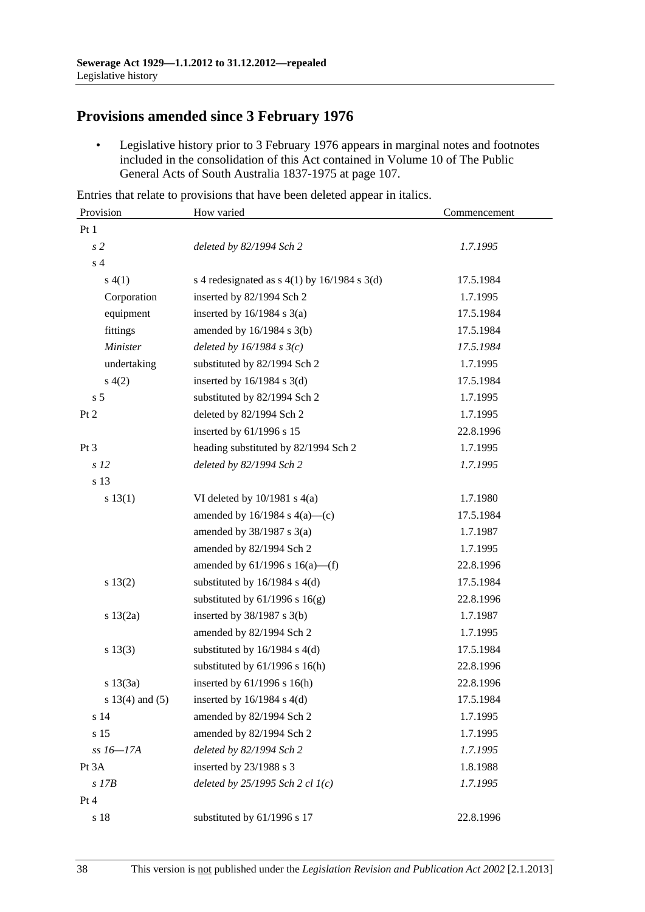## Provisions amended since 3 February 1976

- Legislative history prior to 3 February 1976 appears in marginal notes and footnotes included in the consolidation of this Act contained in Volume 10 of The Public General Acts of South Australia 1837-1975 at page 107.

Entries that relate to provisions that have been deleted appear in italics.

| Provision | How varied | Commencement |
|---|---|---|
| Pt 1 | | |
| *s 2* | *deleted by 82/1994 Sch 2* | *1.7.1995* |
| s 4 | | |
| s 4(1) | s 4 redesignated as s 4(1) by 16/1984 s 3(d) | 17.5.1984 |
| Corporation | inserted by 82/1994 Sch 2 | 1.7.1995 |
| equipment | inserted by 16/1984 s 3(a) | 17.5.1984 |
| fittings | amended by 16/1984 s 3(b) | 17.5.1984 |
| *Minister* | *deleted by 16/1984 s 3(c)* | *17.5.1984* |
| undertaking | substituted by 82/1994 Sch 2 | 1.7.1995 |
| s 4(2) | inserted by 16/1984 s 3(d) | 17.5.1984 |
| s 5 | substituted by 82/1994 Sch 2 | 1.7.1995 |
| Pt 2 | deleted by 82/1994 Sch 2 | 1.7.1995 |
| | inserted by 61/1996 s 15 | 22.8.1996 |
| Pt 3 | heading substituted by 82/1994 Sch 2 | 1.7.1995 |
| *s 12* | *deleted by 82/1994 Sch 2* | *1.7.1995* |
| s 13 | | |
| s 13(1) | VI deleted by 10/1981 s 4(a) | 1.7.1980 |
| | amended by 16/1984 s 4(a)—(c) | 17.5.1984 |
| | amended by 38/1987 s 3(a) | 1.7.1987 |
| | amended by 82/1994 Sch 2 | 1.7.1995 |
| | amended by 61/1996 s 16(a)—(f) | 22.8.1996 |
| s 13(2) | substituted by 16/1984 s 4(d) | 17.5.1984 |
| | substituted by 61/1996 s 16(g) | 22.8.1996 |
| s 13(2a) | inserted by 38/1987 s 3(b) | 1.7.1987 |
| | amended by 82/1994 Sch 2 | 1.7.1995 |
| s 13(3) | substituted by 16/1984 s 4(d) | 17.5.1984 |
| | substituted by 61/1996 s 16(h) | 22.8.1996 |
| s 13(3a) | inserted by 61/1996 s 16(h) | 22.8.1996 |
| s 13(4) and (5) | inserted by 16/1984 s 4(d) | 17.5.1984 |
| s 14 | amended by 82/1994 Sch 2 | 1.7.1995 |
| s 15 | amended by 82/1994 Sch 2 | 1.7.1995 |
| *ss 16—17A* | *deleted by 82/1994 Sch 2* | *1.7.1995* |
| Pt 3A | inserted by 23/1988 s 3 | 1.8.1988 |
| *s 17B* | *deleted by 25/1995 Sch 2 cl 1(c)* | *1.7.1995* |
| Pt 4 | | |
| s 18 | substituted by 61/1996 s 17 | 22.8.1996 |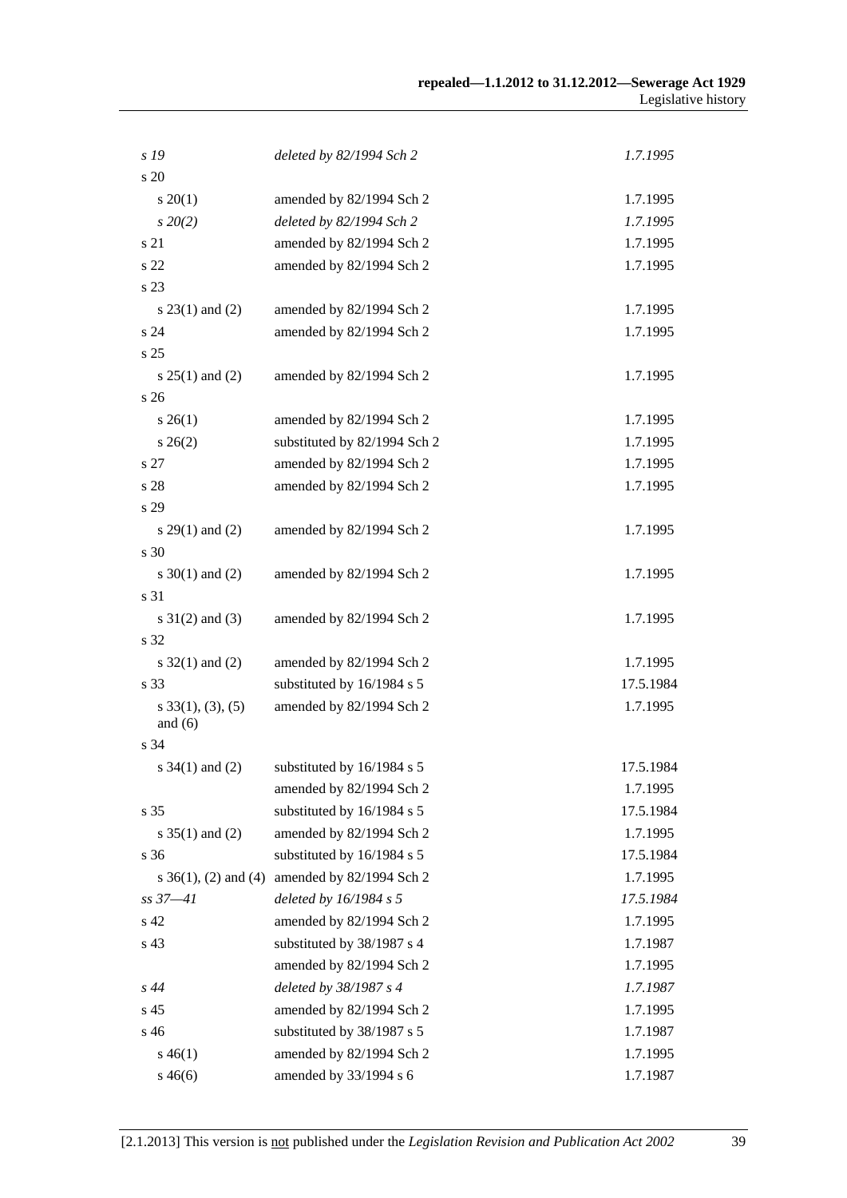| | | |
|---|---|---|
| *s 19* | *deleted by 82/1994 Sch 2* | *1.7.1995* |
| s 20 | | |
| s 20(1) | amended by 82/1994 Sch 2 | 1.7.1995 |
| *s 20(2)* | *deleted by 82/1994 Sch 2* | *1.7.1995* |
| s 21 | amended by 82/1994 Sch 2 | 1.7.1995 |
| s 22 | amended by 82/1994 Sch 2 | 1.7.1995 |
| s 23 | | |
| s 23(1) and (2) | amended by 82/1994 Sch 2 | 1.7.1995 |
| s 24 | amended by 82/1994 Sch 2 | 1.7.1995 |
| s 25 | | |
| s 25(1) and (2) | amended by 82/1994 Sch 2 | 1.7.1995 |
| s 26 | | |
| s 26(1) | amended by 82/1994 Sch 2 | 1.7.1995 |
| s 26(2) | substituted by 82/1994 Sch 2 | 1.7.1995 |
| s 27 | amended by 82/1994 Sch 2 | 1.7.1995 |
| s 28 | amended by 82/1994 Sch 2 | 1.7.1995 |
| s 29 | | |
| s 29(1) and (2) | amended by 82/1994 Sch 2 | 1.7.1995 |
| s 30 | | |
| s 30(1) and (2) | amended by 82/1994 Sch 2 | 1.7.1995 |
| s 31 | | |
| s 31(2) and (3) | amended by 82/1994 Sch 2 | 1.7.1995 |
| s 32 | | |
| s 32(1) and (2) | amended by 82/1994 Sch 2 | 1.7.1995 |
| s 33 | substituted by 16/1984 s 5 | 17.5.1984 |
| s 33(1), (3), (5) and (6) | amended by 82/1994 Sch 2 | 1.7.1995 |
| s 34 | | |
| s 34(1) and (2) | substituted by 16/1984 s 5 | 17.5.1984 |
| | amended by 82/1994 Sch 2 | 1.7.1995 |
| s 35 | substituted by 16/1984 s 5 | 17.5.1984 |
| s 35(1) and (2) | amended by 82/1994 Sch 2 | 1.7.1995 |
| s 36 | substituted by 16/1984 s 5 | 17.5.1984 |
| s 36(1), (2) and (4) | amended by 82/1994 Sch 2 | 1.7.1995 |
| *ss 37—41* | *deleted by 16/1984 s 5* | *17.5.1984* |
| s 42 | amended by 82/1994 Sch 2 | 1.7.1995 |
| s 43 | substituted by 38/1987 s 4 | 1.7.1987 |
| | amended by 82/1994 Sch 2 | 1.7.1995 |
| *s 44* | *deleted by 38/1987 s 4* | *1.7.1987* |
| s 45 | amended by 82/1994 Sch 2 | 1.7.1995 |
| s 46 | substituted by 38/1987 s 5 | 1.7.1987 |
| s 46(1) | amended by 82/1994 Sch 2 | 1.7.1995 |
| s 46(6) | amended by 33/1994 s 6 | 1.7.1987 |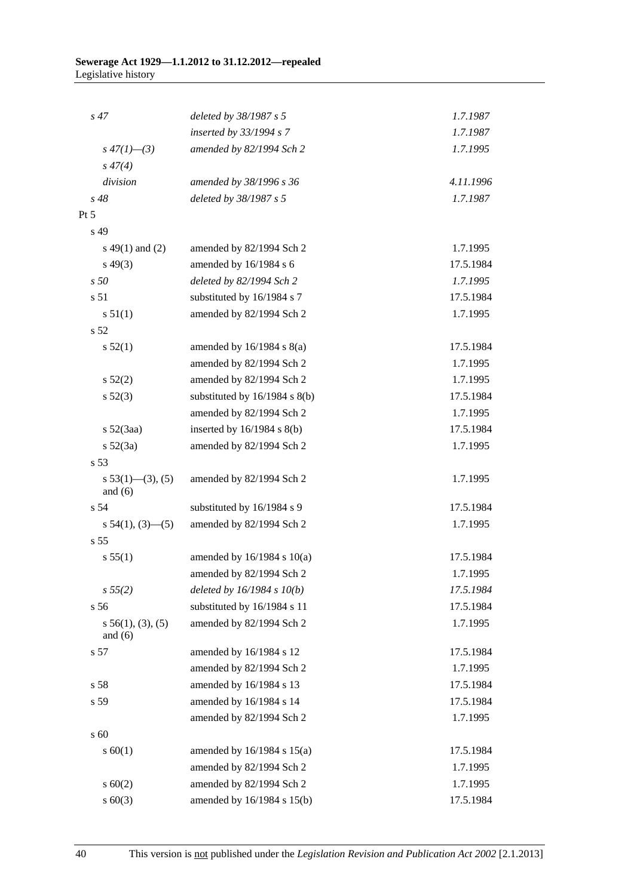| | | |
|---|---|---|
| *s 47* | *deleted by 38/1987 s 5* | *1.7.1987* |
| | *inserted by 33/1994 s 7* | *1.7.1987* |
| *s 47(1)—(3)* | *amended by 82/1994 Sch 2* | *1.7.1995* |
| *s 47(4)* | | |
| *division* | *amended by 38/1996 s 36* | *4.11.1996* |
| *s 48* | *deleted by 38/1987 s 5* | *1.7.1987* |
| Pt 5 | | |
| s 49 | | |
| s 49(1) and (2) | amended by 82/1994 Sch 2 | 1.7.1995 |
| s 49(3) | amended by 16/1984 s 6 | 17.5.1984 |
| *s 50* | *deleted by 82/1994 Sch 2* | *1.7.1995* |
| s 51 | substituted by 16/1984 s 7 | 17.5.1984 |
| s 51(1) | amended by 82/1994 Sch 2 | 1.7.1995 |
| s 52 | | |
| s 52(1) | amended by 16/1984 s 8(a) | 17.5.1984 |
| | amended by 82/1994 Sch 2 | 1.7.1995 |
| s 52(2) | amended by 82/1994 Sch 2 | 1.7.1995 |
| s 52(3) | substituted by 16/1984 s 8(b) | 17.5.1984 |
| | amended by 82/1994 Sch 2 | 1.7.1995 |
| s 52(3aa) | inserted by 16/1984 s 8(b) | 17.5.1984 |
| s 52(3a) | amended by 82/1994 Sch 2 | 1.7.1995 |
| s 53 | | |
| s 53(1)—(3), (5) and (6) | amended by 82/1994 Sch 2 | 1.7.1995 |
| s 54 | substituted by 16/1984 s 9 | 17.5.1984 |
| s 54(1), (3)—(5) | amended by 82/1994 Sch 2 | 1.7.1995 |
| s 55 | | |
| s 55(1) | amended by 16/1984 s 10(a) | 17.5.1984 |
| | amended by 82/1994 Sch 2 | 1.7.1995 |
| *s 55(2)* | *deleted by 16/1984 s 10(b)* | *17.5.1984* |
| s 56 | substituted by 16/1984 s 11 | 17.5.1984 |
| s 56(1), (3), (5) and (6) | amended by 82/1994 Sch 2 | 1.7.1995 |
| s 57 | amended by 16/1984 s 12 | 17.5.1984 |
| | amended by 82/1994 Sch 2 | 1.7.1995 |
| s 58 | amended by 16/1984 s 13 | 17.5.1984 |
| s 59 | amended by 16/1984 s 14 | 17.5.1984 |
| | amended by 82/1994 Sch 2 | 1.7.1995 |
| s 60 | | |
| s 60(1) | amended by 16/1984 s 15(a) | 17.5.1984 |
| | amended by 82/1994 Sch 2 | 1.7.1995 |
| s 60(2) | amended by 82/1994 Sch 2 | 1.7.1995 |
| s 60(3) | amended by 16/1984 s 15(b) | 17.5.1984 |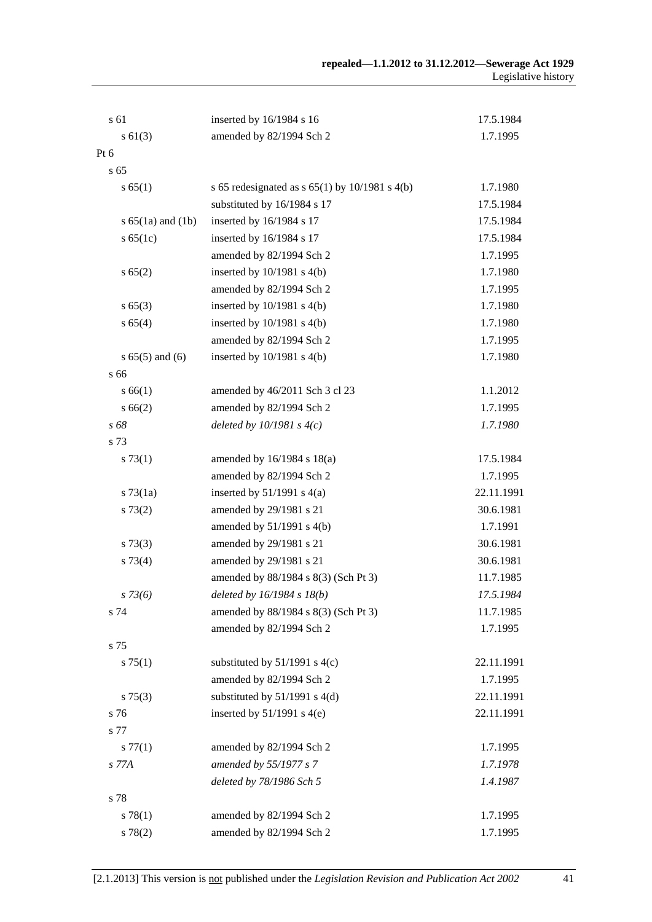| | | |
|---|---|---|
| s 61 | inserted by 16/1984 s 16 | 17.5.1984 |
| s 61(3) | amended by 82/1994 Sch 2 | 1.7.1995 |
| Pt 6 | | |
| s 65 | | |
| s 65(1) | s 65 redesignated as s 65(1) by 10/1981 s 4(b) | 1.7.1980 |
| | substituted by 16/1984 s 17 | 17.5.1984 |
| s 65(1a) and (1b) | inserted by 16/1984 s 17 | 17.5.1984 |
| s 65(1c) | inserted by 16/1984 s 17 | 17.5.1984 |
| | amended by 82/1994 Sch 2 | 1.7.1995 |
| s 65(2) | inserted by 10/1981 s 4(b) | 1.7.1980 |
| | amended by 82/1994 Sch 2 | 1.7.1995 |
| s 65(3) | inserted by 10/1981 s 4(b) | 1.7.1980 |
| s 65(4) | inserted by 10/1981 s 4(b) | 1.7.1980 |
| | amended by 82/1994 Sch 2 | 1.7.1995 |
| s 65(5) and (6) | inserted by 10/1981 s 4(b) | 1.7.1980 |
| s 66 | | |
| s 66(1) | amended by 46/2011 Sch 3 cl 23 | 1.1.2012 |
| s 66(2) | amended by 82/1994 Sch 2 | 1.7.1995 |
| *s 68* | *deleted by 10/1981 s 4(c)* | *1.7.1980* |
| s 73 | | |
| s 73(1) | amended by 16/1984 s 18(a) | 17.5.1984 |
| | amended by 82/1994 Sch 2 | 1.7.1995 |
| s 73(1a) | inserted by 51/1991 s 4(a) | 22.11.1991 |
| s 73(2) | amended by 29/1981 s 21 | 30.6.1981 |
| | amended by 51/1991 s 4(b) | 1.7.1991 |
| s 73(3) | amended by 29/1981 s 21 | 30.6.1981 |
| s 73(4) | amended by 29/1981 s 21 | 30.6.1981 |
| | amended by 88/1984 s 8(3) (Sch Pt 3) | 11.7.1985 |
| *s 73(6)* | *deleted by 16/1984 s 18(b)* | *17.5.1984* |
| s 74 | amended by 88/1984 s 8(3) (Sch Pt 3) | 11.7.1985 |
| | amended by 82/1994 Sch 2 | 1.7.1995 |
| s 75 | | |
| s 75(1) | substituted by 51/1991 s 4(c) | 22.11.1991 |
| | amended by 82/1994 Sch 2 | 1.7.1995 |
| s 75(3) | substituted by 51/1991 s 4(d) | 22.11.1991 |
| s 76 | inserted by 51/1991 s 4(e) | 22.11.1991 |
| s 77 | | |
| s 77(1) | amended by 82/1994 Sch 2 | 1.7.1995 |
| *s 77A* | *amended by 55/1977 s 7* | *1.7.1978* |
| | *deleted by 78/1986 Sch 5* | *1.4.1987* |
| s 78 | | |
| s 78(1) | amended by 82/1994 Sch 2 | 1.7.1995 |
| s 78(2) | amended by 82/1994 Sch 2 | 1.7.1995 |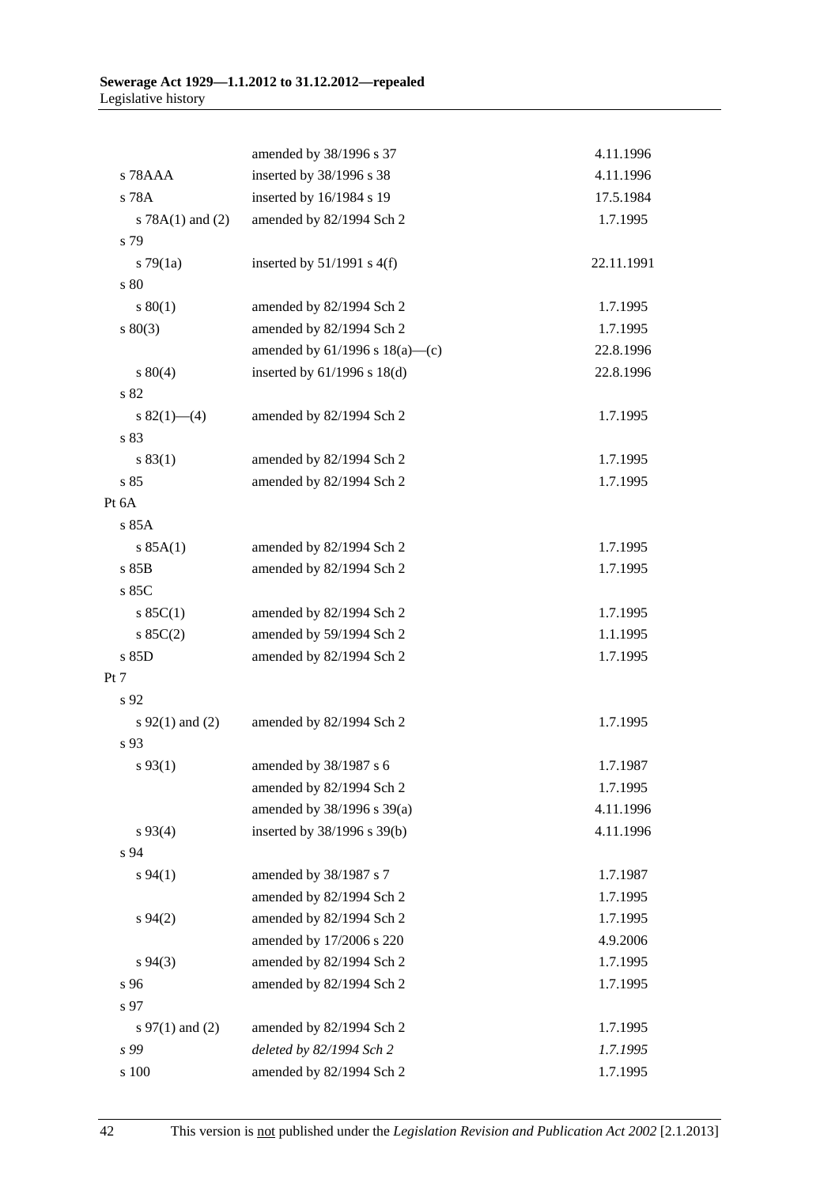| | | |
|---|---|---|
| | amended by 38/1996 s 37 | 4.11.1996 |
| s 78AAA | inserted by 38/1996 s 38 | 4.11.1996 |
| s 78A | inserted by 16/1984 s 19 | 17.5.1984 |
| s 78A(1) and (2) | amended by 82/1994 Sch 2 | 1.7.1995 |
| s 79 | | |
| s 79(1a) | inserted by 51/1991 s 4(f) | 22.11.1991 |
| s 80 | | |
| s 80(1) | amended by 82/1994 Sch 2 | 1.7.1995 |
| s 80(3) | amended by 82/1994 Sch 2 | 1.7.1995 |
| | amended by 61/1996 s 18(a)—(c) | 22.8.1996 |
| s 80(4) | inserted by 61/1996 s 18(d) | 22.8.1996 |
| s 82 | | |
| s 82(1)—(4) | amended by 82/1994 Sch 2 | 1.7.1995 |
| s 83 | | |
| s 83(1) | amended by 82/1994 Sch 2 | 1.7.1995 |
| s 85 | amended by 82/1994 Sch 2 | 1.7.1995 |
| Pt 6A | | |
| s 85A | | |
| s 85A(1) | amended by 82/1994 Sch 2 | 1.7.1995 |
| s 85B | amended by 82/1994 Sch 2 | 1.7.1995 |
| s 85C | | |
| s 85C(1) | amended by 82/1994 Sch 2 | 1.7.1995 |
| s 85C(2) | amended by 59/1994 Sch 2 | 1.1.1995 |
| s 85D | amended by 82/1994 Sch 2 | 1.7.1995 |
| Pt 7 | | |
| s 92 | | |
| s 92(1) and (2) | amended by 82/1994 Sch 2 | 1.7.1995 |
| s 93 | | |
| s 93(1) | amended by 38/1987 s 6 | 1.7.1987 |
| | amended by 82/1994 Sch 2 | 1.7.1995 |
| | amended by 38/1996 s 39(a) | 4.11.1996 |
| s 93(4) | inserted by 38/1996 s 39(b) | 4.11.1996 |
| s 94 | | |
| s 94(1) | amended by 38/1987 s 7 | 1.7.1987 |
| | amended by 82/1994 Sch 2 | 1.7.1995 |
| s 94(2) | amended by 82/1994 Sch 2 | 1.7.1995 |
| | amended by 17/2006 s 220 | 4.9.2006 |
| s 94(3) | amended by 82/1994 Sch 2 | 1.7.1995 |
| s 96 | amended by 82/1994 Sch 2 | 1.7.1995 |
| s 97 | | |
| s 97(1) and (2) | amended by 82/1994 Sch 2 | 1.7.1995 |
| *s 99* | *deleted by 82/1994 Sch 2* | *1.7.1995* |
| s 100 | amended by 82/1994 Sch 2 | 1.7.1995 |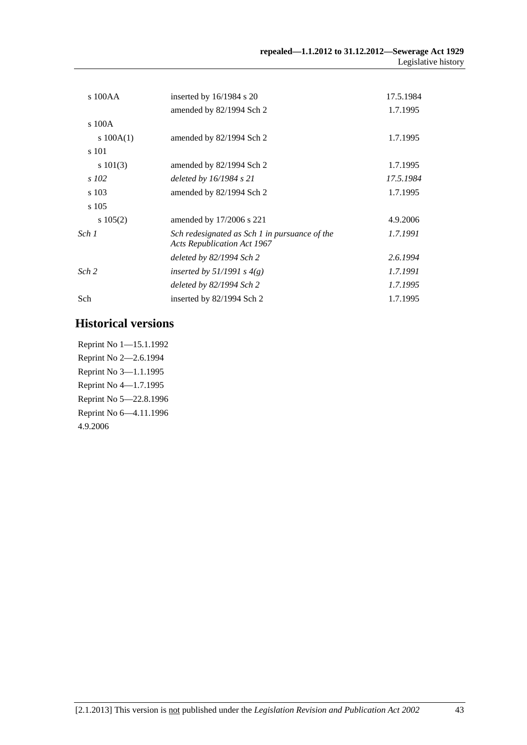| | | |
|---|---|---|
| s 100AA | inserted by 16/1984 s 20 | 17.5.1984 |
| | amended by 82/1994 Sch 2 | 1.7.1995 |
| s 100A | | |
| s 100A(1) | amended by 82/1994 Sch 2 | 1.7.1995 |
| s 101 | | |
| s 101(3) | amended by 82/1994 Sch 2 | 1.7.1995 |
| *s 102* | *deleted by 16/1984 s 21* | *17.5.1984* |
| s 103 | amended by 82/1994 Sch 2 | 1.7.1995 |
| s 105 | | |
| s 105(2) | amended by 17/2006 s 221 | 4.9.2006 |
| *Sch 1* | *Sch redesignated as Sch 1 in pursuance of the Acts Republication Act 1967* | *1.7.1991* |
| | *deleted by 82/1994 Sch 2* | *2.6.1994* |
| *Sch 2* | *inserted by 51/1991 s 4(g)* | *1.7.1991* |
| | *deleted by 82/1994 Sch 2* | *1.7.1995* |
| Sch | inserted by 82/1994 Sch 2 | 1.7.1995 |

## Historical versions

Reprint No 1—15.1.1992

Reprint No 2—2.6.1994

Reprint No 3—1.1.1995

Reprint No 4—1.7.1995

Reprint No 5—22.8.1996

Reprint No 6—4.11.1996

4.9.2006